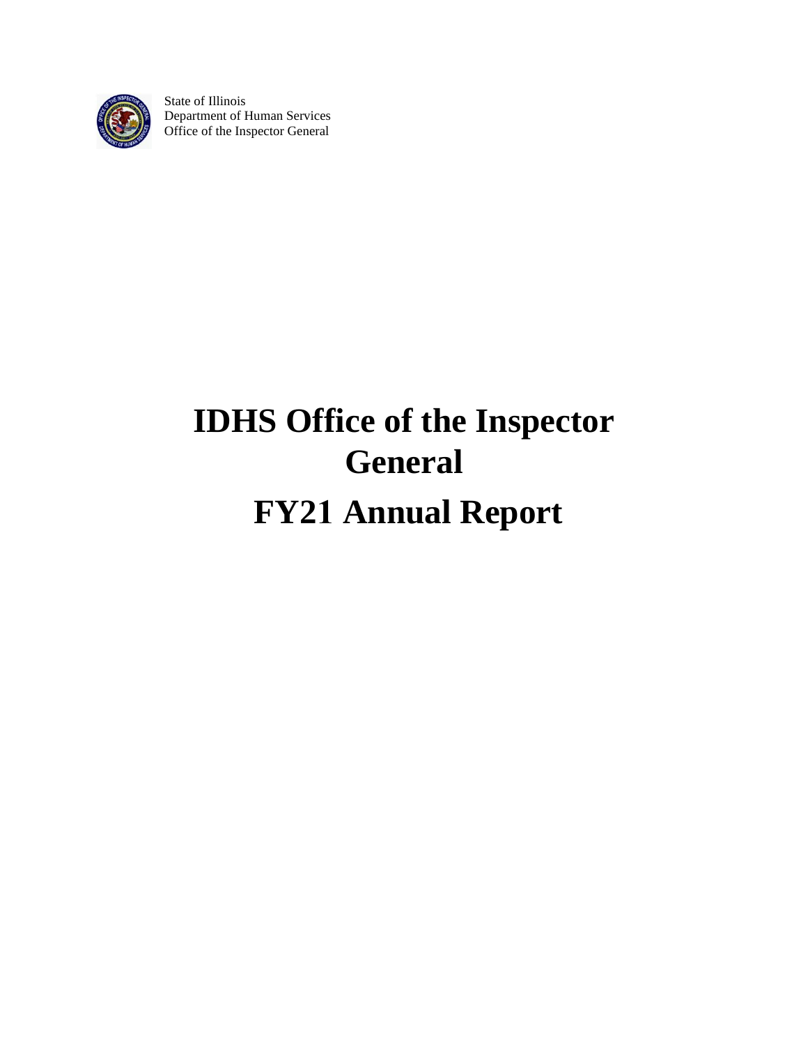State of Illinois
Department of Human Services
Office of the Inspector General

# IDHS Office of the Inspector General

# FY21 Annual Report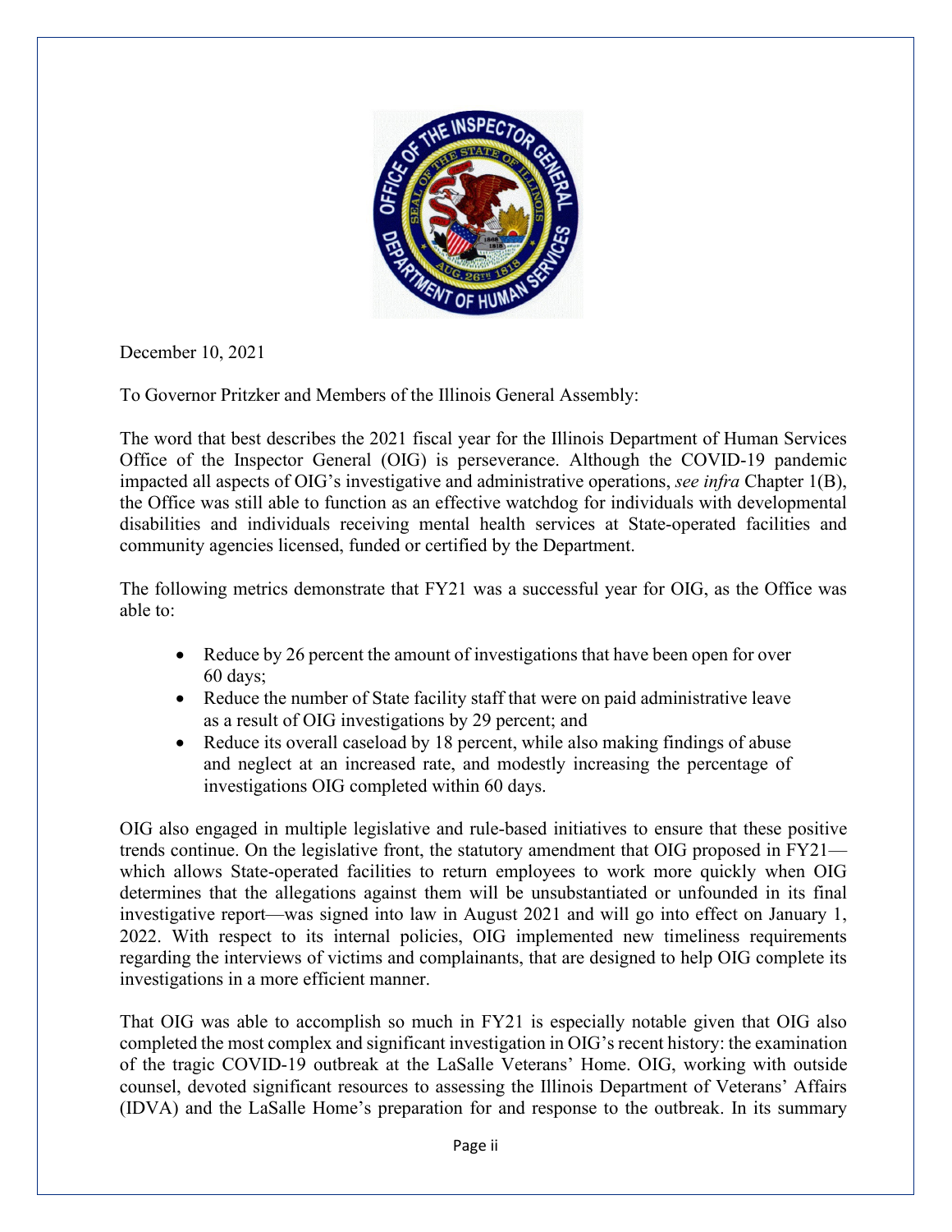December 10, 2021

To Governor Pritzker and Members of the Illinois General Assembly:

The word that best describes the 2021 fiscal year for the Illinois Department of Human Services Office of the Inspector General (OIG) is perseverance. Although the COVID-19 pandemic impacted all aspects of OIG's investigative and administrative operations, *see infra* Chapter 1(B), the Office was still able to function as an effective watchdog for individuals with developmental disabilities and individuals receiving mental health services at State-operated facilities and community agencies licensed, funded or certified by the Department.

The following metrics demonstrate that FY21 was a successful year for OIG, as the Office was able to:

- Reduce by 26 percent the amount of investigations that have been open for over 60 days;
- Reduce the number of State facility staff that were on paid administrative leave as a result of OIG investigations by 29 percent; and
- Reduce its overall caseload by 18 percent, while also making findings of abuse and neglect at an increased rate, and modestly increasing the percentage of investigations OIG completed within 60 days.

OIG also engaged in multiple legislative and rule-based initiatives to ensure that these positive trends continue. On the legislative front, the statutory amendment that OIG proposed in FY21—which allows State-operated facilities to return employees to work more quickly when OIG determines that the allegations against them will be unsubstantiated or unfounded in its final investigative report—was signed into law in August 2021 and will go into effect on January 1, 2022. With respect to its internal policies, OIG implemented new timeliness requirements regarding the interviews of victims and complainants, that are designed to help OIG complete its investigations in a more efficient manner.

That OIG was able to accomplish so much in FY21 is especially notable given that OIG also completed the most complex and significant investigation in OIG's recent history: the examination of the tragic COVID-19 outbreak at the LaSalle Veterans' Home. OIG, working with outside counsel, devoted significant resources to assessing the Illinois Department of Veterans' Affairs (IDVA) and the LaSalle Home's preparation for and response to the outbreak. In its summary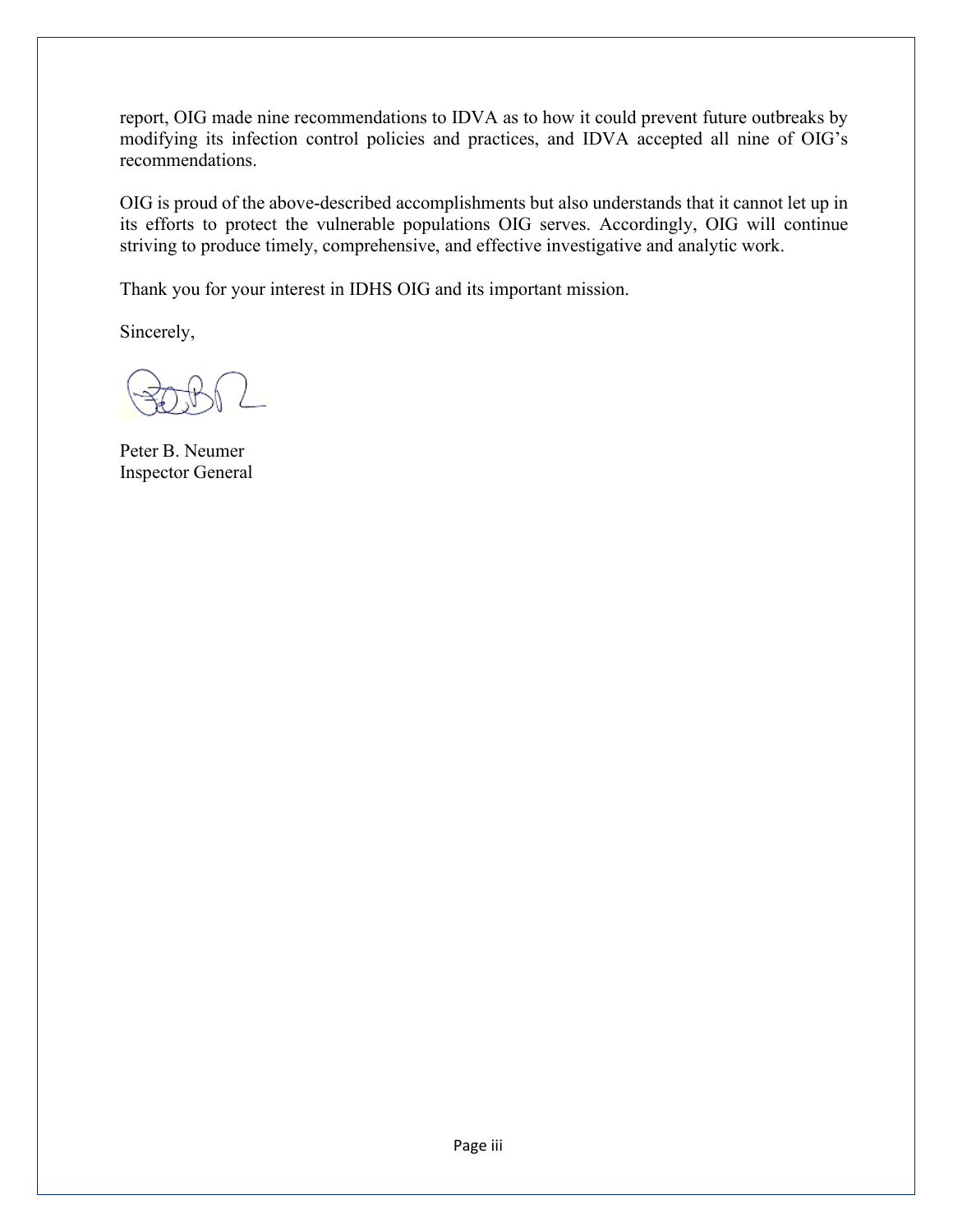report, OIG made nine recommendations to IDVA as to how it could prevent future outbreaks by modifying its infection control policies and practices, and IDVA accepted all nine of OIG's recommendations.

OIG is proud of the above-described accomplishments but also understands that it cannot let up in its efforts to protect the vulnerable populations OIG serves. Accordingly, OIG will continue striving to produce timely, comprehensive, and effective investigative and analytic work.

Thank you for your interest in IDHS OIG and its important mission.

Sincerely,

Peter B. Neumer
Inspector General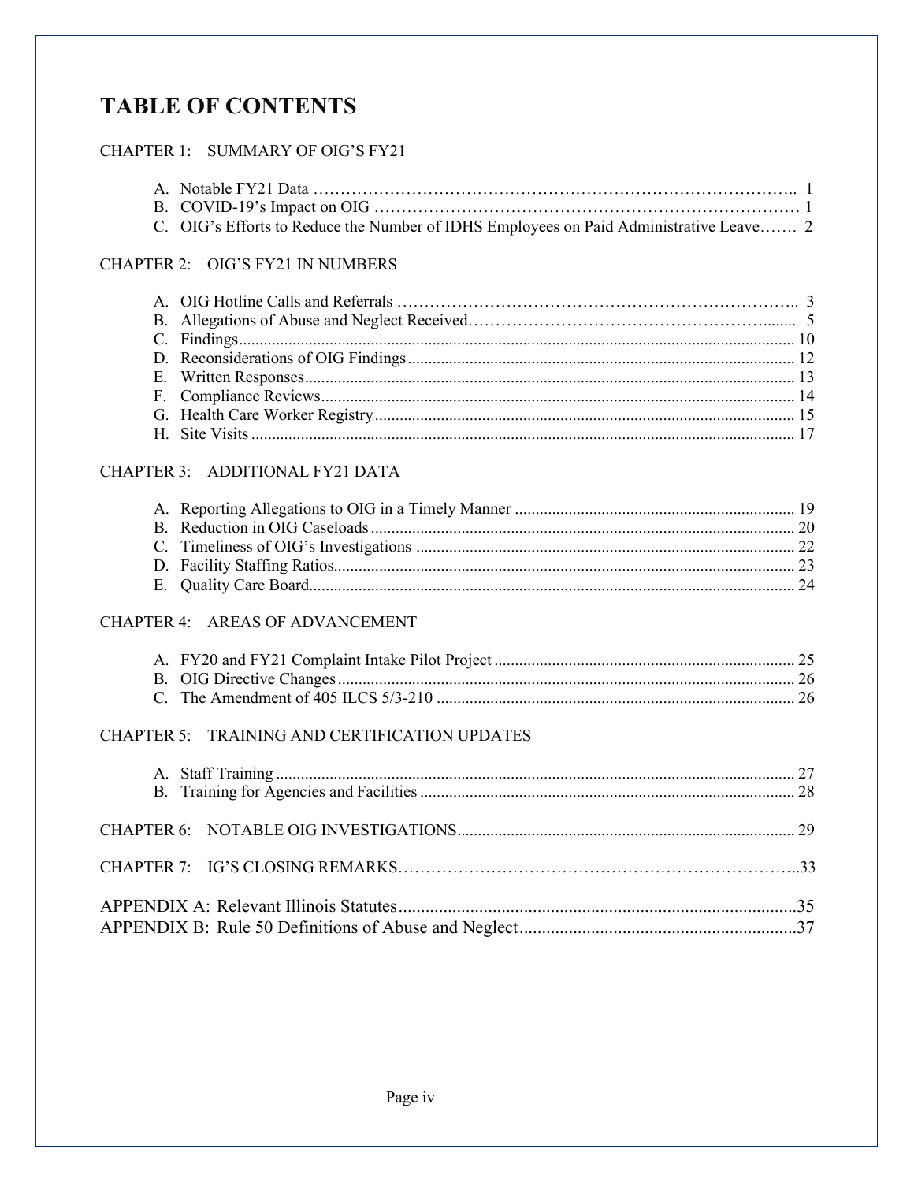# TABLE OF CONTENTS

CHAPTER 1: SUMMARY OF OIG'S FY21

A. Notable FY21 Data ........ 1
B. COVID-19's Impact on OIG ........ 1
C. OIG's Efforts to Reduce the Number of IDHS Employees on Paid Administrative Leave........ 2

CHAPTER 2: OIG'S FY21 IN NUMBERS

A. OIG Hotline Calls and Referrals ........ 3
B. Allegations of Abuse and Neglect Received........ 5
C. Findings........ 10
D. Reconsiderations of OIG Findings........ 12
E. Written Responses........ 13
F. Compliance Reviews........ 14
G. Health Care Worker Registry........ 15
H. Site Visits........ 17

CHAPTER 3: ADDITIONAL FY21 DATA

A. Reporting Allegations to OIG in a Timely Manner........ 19
B. Reduction in OIG Caseloads........ 20
C. Timeliness of OIG's Investigations........ 22
D. Facility Staffing Ratios........ 23
E. Quality Care Board........ 24

CHAPTER 4: AREAS OF ADVANCEMENT

A. FY20 and FY21 Complaint Intake Pilot Project........ 25
B. OIG Directive Changes........ 26
C. The Amendment of 405 ILCS 5/3-210........ 26

CHAPTER 5: TRAINING AND CERTIFICATION UPDATES

A. Staff Training........ 27
B. Training for Agencies and Facilities........ 28

CHAPTER 6: NOTABLE OIG INVESTIGATIONS........ 29

CHAPTER 7: IG'S CLOSING REMARKS........ 33

APPENDIX A: Relevant Illinois Statutes........ 35
APPENDIX B: Rule 50 Definitions of Abuse and Neglect........ 37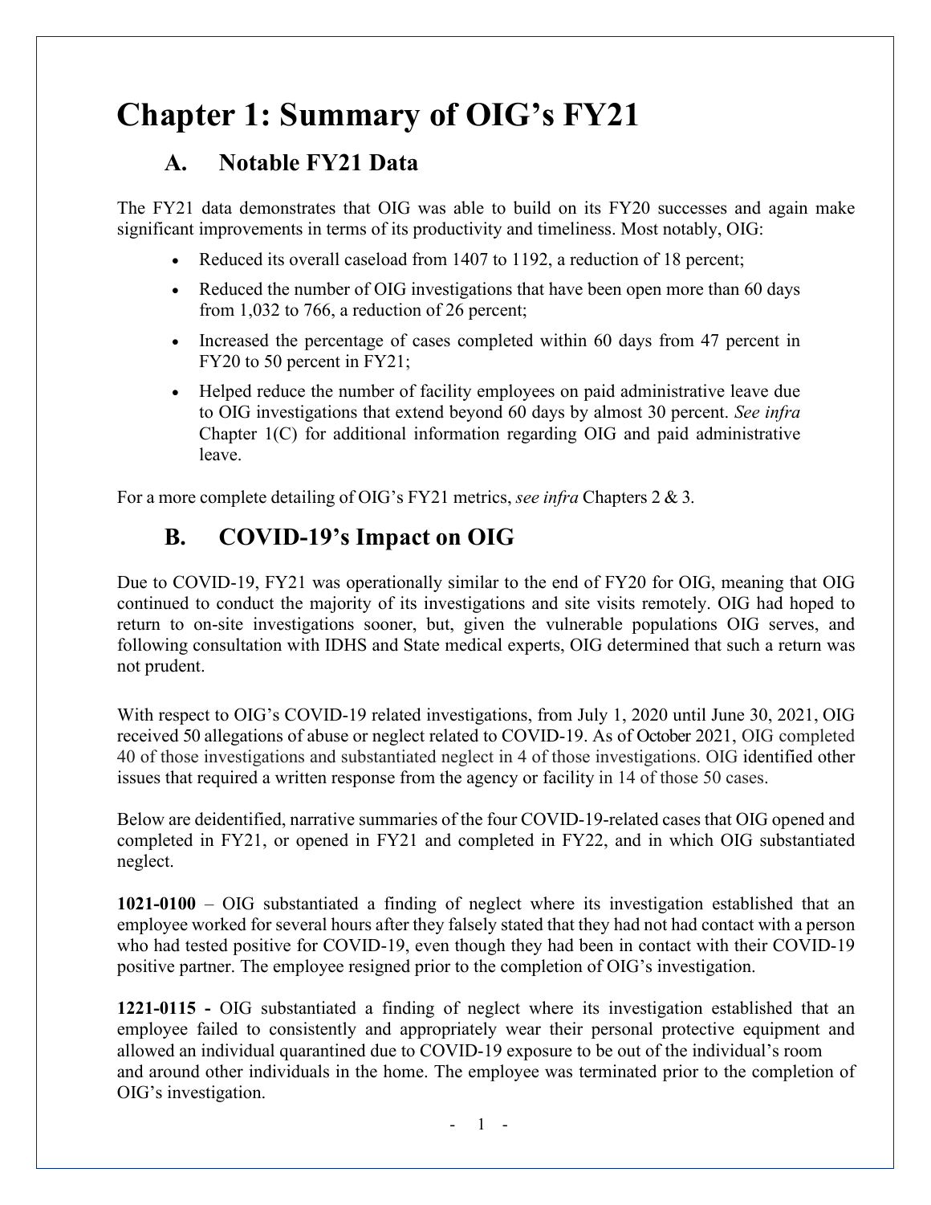# Chapter 1: Summary of OIG's FY21

## A. Notable FY21 Data

The FY21 data demonstrates that OIG was able to build on its FY20 successes and again make significant improvements in terms of its productivity and timeliness. Most notably, OIG:

- Reduced its overall caseload from 1407 to 1192, a reduction of 18 percent;
- Reduced the number of OIG investigations that have been open more than 60 days from 1,032 to 766, a reduction of 26 percent;
- Increased the percentage of cases completed within 60 days from 47 percent in FY20 to 50 percent in FY21;
- Helped reduce the number of facility employees on paid administrative leave due to OIG investigations that extend beyond 60 days by almost 30 percent. *See infra* Chapter 1(C) for additional information regarding OIG and paid administrative leave.

For a more complete detailing of OIG's FY21 metrics, *see infra* Chapters 2 & 3.

## B. COVID-19's Impact on OIG

Due to COVID-19, FY21 was operationally similar to the end of FY20 for OIG, meaning that OIG continued to conduct the majority of its investigations and site visits remotely. OIG had hoped to return to on-site investigations sooner, but, given the vulnerable populations OIG serves, and following consultation with IDHS and State medical experts, OIG determined that such a return was not prudent.

With respect to OIG's COVID-19 related investigations, from July 1, 2020 until June 30, 2021, OIG received 50 allegations of abuse or neglect related to COVID-19. As of October 2021, OIG completed 40 of those investigations and substantiated neglect in 4 of those investigations. OIG identified other issues that required a written response from the agency or facility in 14 of those 50 cases.

Below are deidentified, narrative summaries of the four COVID-19-related cases that OIG opened and completed in FY21, or opened in FY21 and completed in FY22, and in which OIG substantiated neglect.

**1021-0100** – OIG substantiated a finding of neglect where its investigation established that an employee worked for several hours after they falsely stated that they had not had contact with a person who had tested positive for COVID-19, even though they had been in contact with their COVID-19 positive partner. The employee resigned prior to the completion of OIG's investigation.

**1221-0115 -** OIG substantiated a finding of neglect where its investigation established that an employee failed to consistently and appropriately wear their personal protective equipment and allowed an individual quarantined due to COVID-19 exposure to be out of the individual's room and around other individuals in the home. The employee was terminated prior to the completion of OIG's investigation.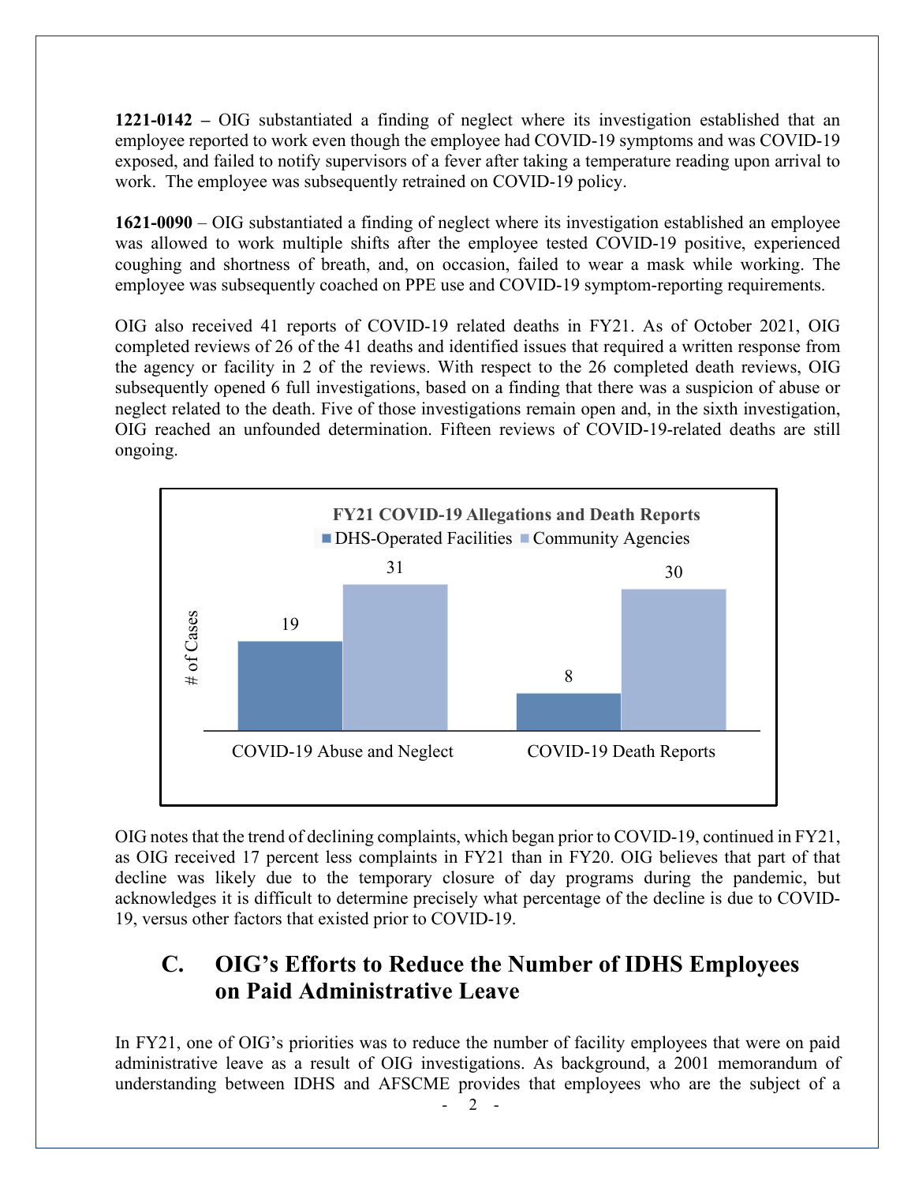**1221-0142 –** OIG substantiated a finding of neglect where its investigation established that an employee reported to work even though the employee had COVID-19 symptoms and was COVID-19 exposed, and failed to notify supervisors of a fever after taking a temperature reading upon arrival to work. The employee was subsequently retrained on COVID-19 policy.

**1621-0090** – OIG substantiated a finding of neglect where its investigation established an employee was allowed to work multiple shifts after the employee tested COVID-19 positive, experienced coughing and shortness of breath, and, on occasion, failed to wear a mask while working. The employee was subsequently coached on PPE use and COVID-19 symptom-reporting requirements.

OIG also received 41 reports of COVID-19 related deaths in FY21. As of October 2021, OIG completed reviews of 26 of the 41 deaths and identified issues that required a written response from the agency or facility in 2 of the reviews. With respect to the 26 completed death reviews, OIG subsequently opened 6 full investigations, based on a finding that there was a suspicion of abuse or neglect related to the death. Five of those investigations remain open and, in the sixth investigation, OIG reached an unfounded determination. Fifteen reviews of COVID-19-related deaths are still ongoing.

**FY21 COVID-19 Allegations and Death Reports**

| # of Cases | DHS-Operated Facilities | Community Agencies |
| --- | --- | --- |
| COVID-19 Abuse and Neglect | 19 | 31 |
| COVID-19 Death Reports | 8 | 30 |

OIG notes that the trend of declining complaints, which began prior to COVID-19, continued in FY21, as OIG received 17 percent less complaints in FY21 than in FY20. OIG believes that part of that decline was likely due to the temporary closure of day programs during the pandemic, but acknowledges it is difficult to determine precisely what percentage of the decline is due to COVID-19, versus other factors that existed prior to COVID-19.

## C. OIG's Efforts to Reduce the Number of IDHS Employees on Paid Administrative Leave

In FY21, one of OIG's priorities was to reduce the number of facility employees that were on paid administrative leave as a result of OIG investigations. As background, a 2001 memorandum of understanding between IDHS and AFSCME provides that employees who are the subject of a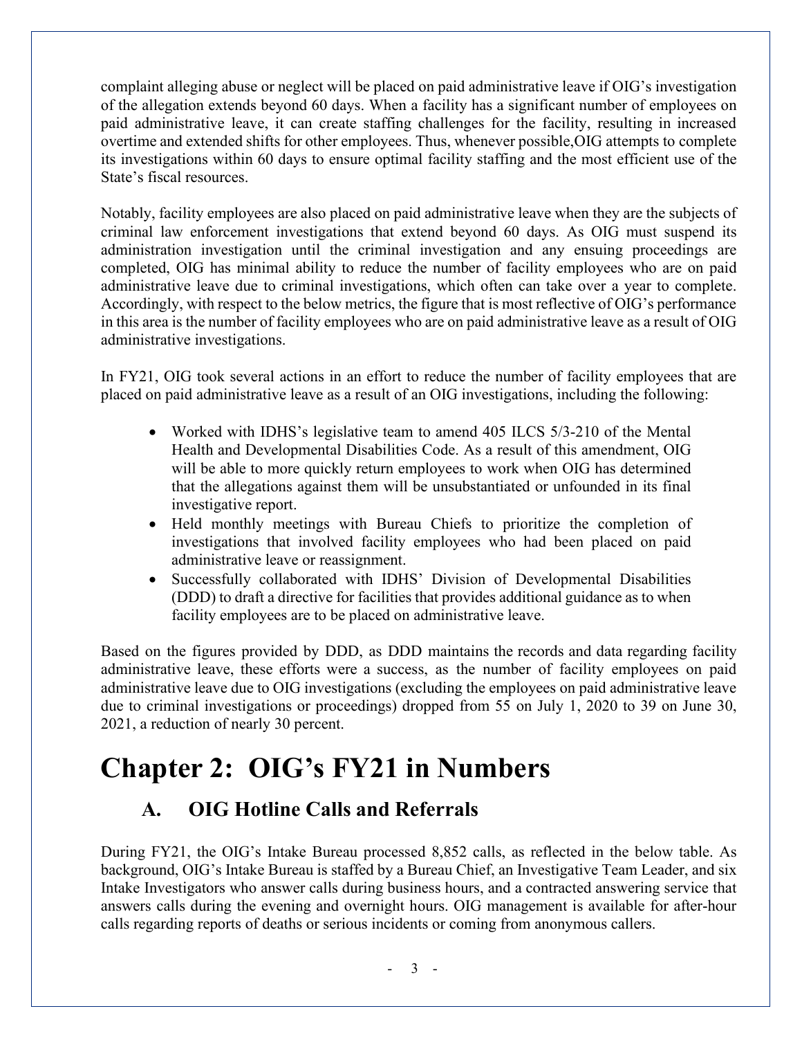complaint alleging abuse or neglect will be placed on paid administrative leave if OIG's investigation of the allegation extends beyond 60 days. When a facility has a significant number of employees on paid administrative leave, it can create staffing challenges for the facility, resulting in increased overtime and extended shifts for other employees. Thus, whenever possible,OIG attempts to complete its investigations within 60 days to ensure optimal facility staffing and the most efficient use of the State's fiscal resources.

Notably, facility employees are also placed on paid administrative leave when they are the subjects of criminal law enforcement investigations that extend beyond 60 days. As OIG must suspend its administration investigation until the criminal investigation and any ensuing proceedings are completed, OIG has minimal ability to reduce the number of facility employees who are on paid administrative leave due to criminal investigations, which often can take over a year to complete. Accordingly, with respect to the below metrics, the figure that is most reflective of OIG's performance in this area is the number of facility employees who are on paid administrative leave as a result of OIG administrative investigations.

In FY21, OIG took several actions in an effort to reduce the number of facility employees that are placed on paid administrative leave as a result of an OIG investigations, including the following:

- Worked with IDHS's legislative team to amend 405 ILCS 5/3-210 of the Mental Health and Developmental Disabilities Code. As a result of this amendment, OIG will be able to more quickly return employees to work when OIG has determined that the allegations against them will be unsubstantiated or unfounded in its final investigative report.
- Held monthly meetings with Bureau Chiefs to prioritize the completion of investigations that involved facility employees who had been placed on paid administrative leave or reassignment.
- Successfully collaborated with IDHS' Division of Developmental Disabilities (DDD) to draft a directive for facilities that provides additional guidance as to when facility employees are to be placed on administrative leave.

Based on the figures provided by DDD, as DDD maintains the records and data regarding facility administrative leave, these efforts were a success, as the number of facility employees on paid administrative leave due to OIG investigations (excluding the employees on paid administrative leave due to criminal investigations or proceedings) dropped from 55 on July 1, 2020 to 39 on June 30, 2021, a reduction of nearly 30 percent.

# Chapter 2: OIG's FY21 in Numbers

## A. OIG Hotline Calls and Referrals

During FY21, the OIG's Intake Bureau processed 8,852 calls, as reflected in the below table. As background, OIG's Intake Bureau is staffed by a Bureau Chief, an Investigative Team Leader, and six Intake Investigators who answer calls during business hours, and a contracted answering service that answers calls during the evening and overnight hours. OIG management is available for after-hour calls regarding reports of deaths or serious incidents or coming from anonymous callers.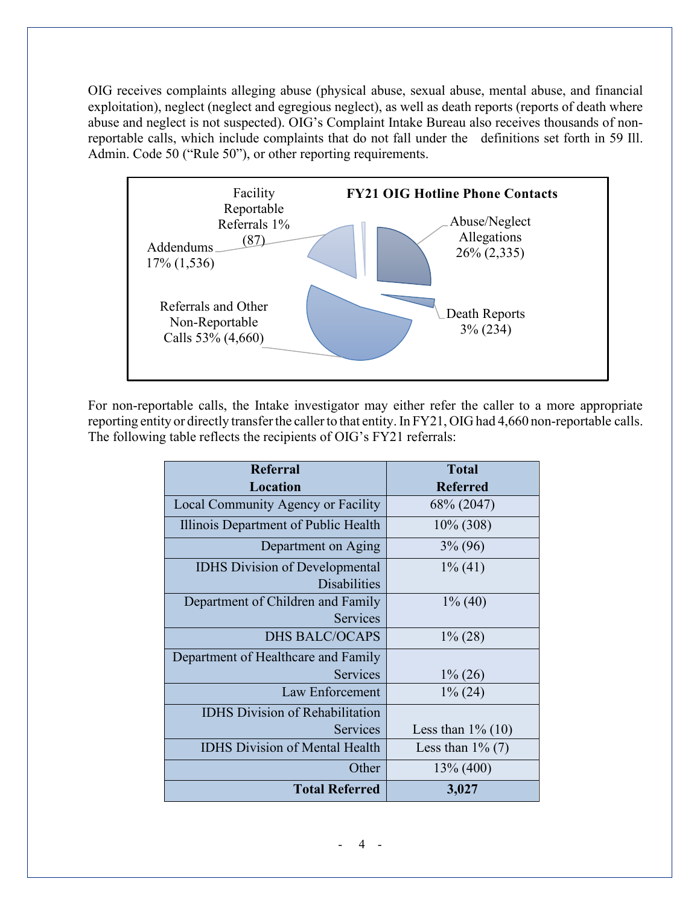OIG receives complaints alleging abuse (physical abuse, sexual abuse, mental abuse, and financial exploitation), neglect (neglect and egregious neglect), as well as death reports (reports of death where abuse and neglect is not suspected). OIG's Complaint Intake Bureau also receives thousands of non-reportable calls, which include complaints that do not fall under the definitions set forth in 59 Ill. Admin. Code 50 ("Rule 50"), or other reporting requirements.

**FY21 OIG Hotline Phone Contacts**

- Abuse/Neglect Allegations 26% (2,335)
- Death Reports 3% (234)
- Referrals and Other Non-Reportable Calls 53% (4,660)
- Addendums 17% (1,536)
- Facility Reportable Referrals 1% (87)

For non-reportable calls, the Intake investigator may either refer the caller to a more appropriate reporting entity or directly transfer the caller to that entity. In FY21, OIG had 4,660 non-reportable calls. The following table reflects the recipients of OIG's FY21 referrals:

| Referral Location | Total Referred |
|---|---|
| Local Community Agency or Facility | 68% (2047) |
| Illinois Department of Public Health | 10% (308) |
| Department on Aging | 3% (96) |
| IDHS Division of Developmental Disabilities | 1% (41) |
| Department of Children and Family Services | 1% (40) |
| DHS BALC/OCAPS | 1% (28) |
| Department of Healthcare and Family Services | 1% (26) |
| Law Enforcement | 1% (24) |
| IDHS Division of Rehabilitation Services | Less than 1% (10) |
| IDHS Division of Mental Health | Less than 1% (7) |
| Other | 13% (400) |
| **Total Referred** | **3,027** |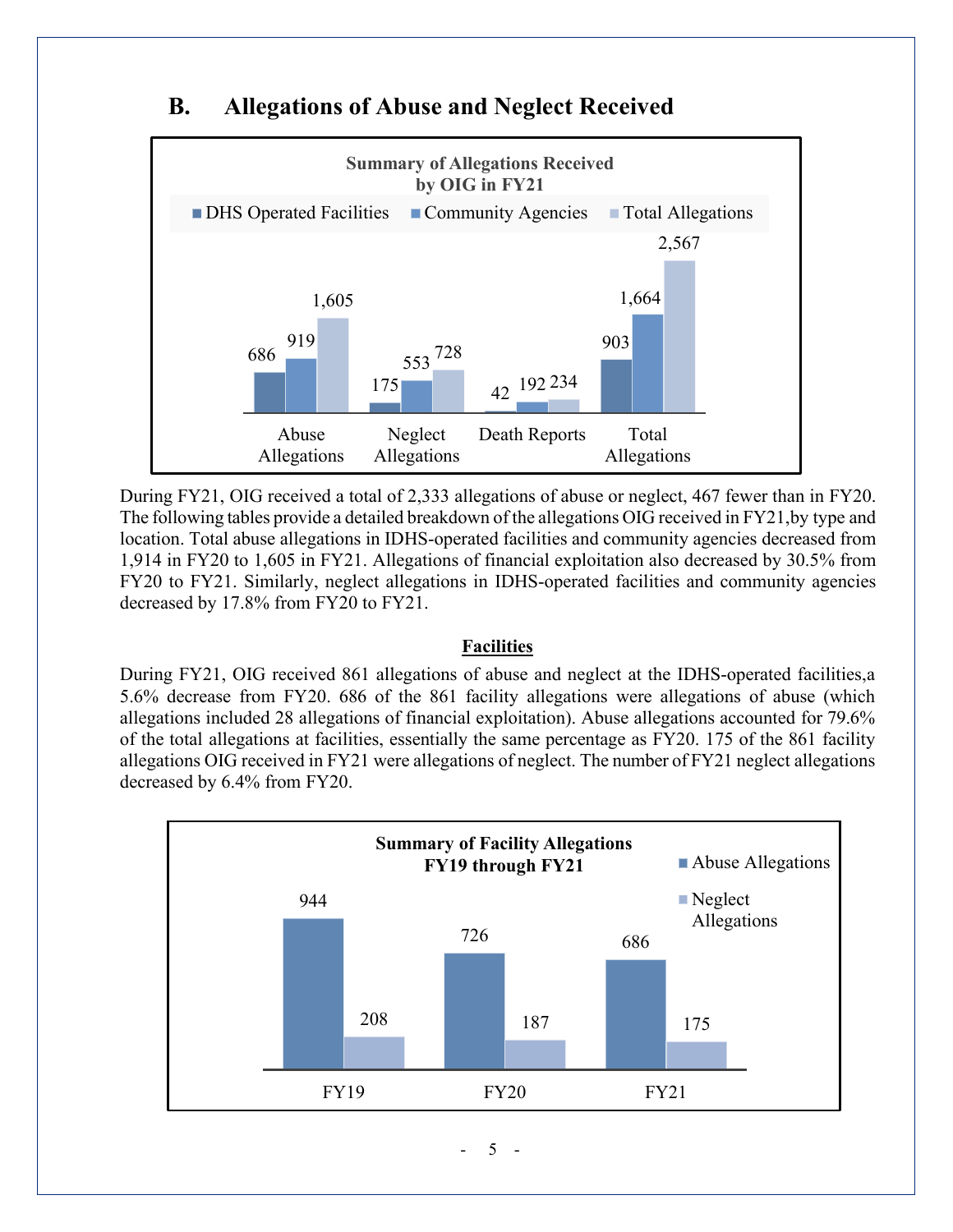## B. Allegations of Abuse and Neglect Received

**Summary of Allegations Received by OIG in FY21**

| | DHS Operated Facilities | Community Agencies | Total Allegations |
|---|---|---|---|
| Abuse Allegations | 686 | 919 | 1,605 |
| Neglect Allegations | 175 | 553 | 728 |
| Death Reports | 42 | 192 | 234 |
| Total Allegations | 903 | 1,664 | 2,567 |

During FY21, OIG received a total of 2,333 allegations of abuse or neglect, 467 fewer than in FY20. The following tables provide a detailed breakdown of the allegations OIG received in FY21,by type and location. Total abuse allegations in IDHS-operated facilities and community agencies decreased from 1,914 in FY20 to 1,605 in FY21. Allegations of financial exploitation also decreased by 30.5% from FY20 to FY21. Similarly, neglect allegations in IDHS-operated facilities and community agencies decreased by 17.8% from FY20 to FY21.

**Facilities**

During FY21, OIG received 861 allegations of abuse and neglect at the IDHS-operated facilities,a 5.6% decrease from FY20. 686 of the 861 facility allegations were allegations of abuse (which allegations included 28 allegations of financial exploitation). Abuse allegations accounted for 79.6% of the total allegations at facilities, essentially the same percentage as FY20. 175 of the 861 facility allegations OIG received in FY21 were allegations of neglect. The number of FY21 neglect allegations decreased by 6.4% from FY20.

**Summary of Facility Allegations FY19 through FY21**

| | Abuse Allegations | Neglect Allegations |
|---|---|---|
| FY19 | 944 | 208 |
| FY20 | 726 | 187 |
| FY21 | 686 | 175 |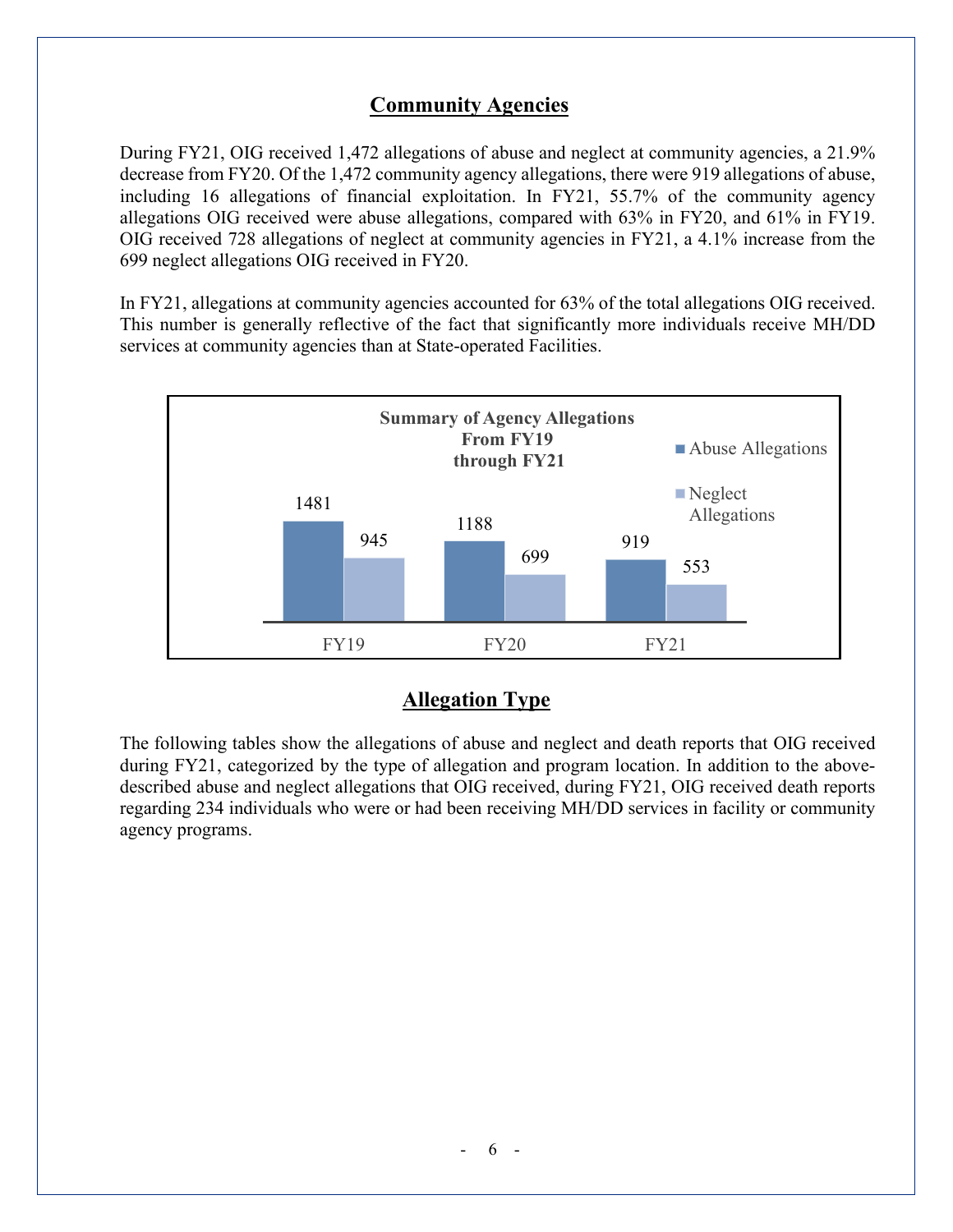## Community Agencies

During FY21, OIG received 1,472 allegations of abuse and neglect at community agencies, a 21.9% decrease from FY20. Of the 1,472 community agency allegations, there were 919 allegations of abuse, including 16 allegations of financial exploitation. In FY21, 55.7% of the community agency allegations OIG received were abuse allegations, compared with 63% in FY20, and 61% in FY19. OIG received 728 allegations of neglect at community agencies in FY21, a 4.1% increase from the 699 neglect allegations OIG received in FY20.

In FY21, allegations at community agencies accounted for 63% of the total allegations OIG received. This number is generally reflective of the fact that significantly more individuals receive MH/DD services at community agencies than at State-operated Facilities.

**Summary of Agency Allegations From FY19 through FY21**

| | FY19 | FY20 | FY21 |
|---|---|---|---|
| Abuse Allegations | 1481 | 1188 | 919 |
| Neglect Allegations | 945 | 699 | 553 |

## Allegation Type

The following tables show the allegations of abuse and neglect and death reports that OIG received during FY21, categorized by the type of allegation and program location. In addition to the above-described abuse and neglect allegations that OIG received, during FY21, OIG received death reports regarding 234 individuals who were or had been receiving MH/DD services in facility or community agency programs.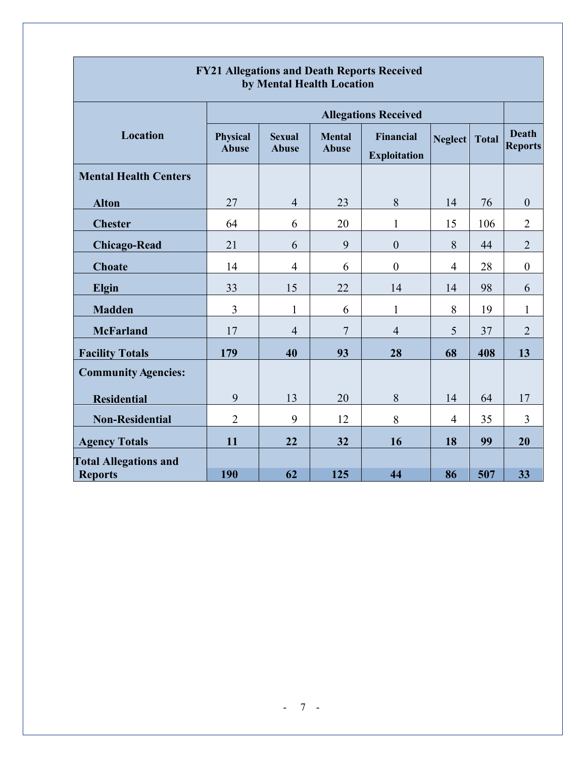| FY21 Allegations and Death Reports Received by Mental Health Location | | | | | | | |
|---|---|---|---|---|---|---|---|
| **Location** | **Allegations Received** | | | | | | |
| | **Physical Abuse** | **Sexual Abuse** | **Mental Abuse** | **Financial Exploitation** | **Neglect** | **Total** | **Death Reports** |
| **Mental Health Centers** | | | | | | | |
| **Alton** | 27 | 4 | 23 | 8 | 14 | 76 | 0 |
| **Chester** | 64 | 6 | 20 | 1 | 15 | 106 | 2 |
| **Chicago-Read** | 21 | 6 | 9 | 0 | 8 | 44 | 2 |
| **Choate** | 14 | 4 | 6 | 0 | 4 | 28 | 0 |
| **Elgin** | 33 | 15 | 22 | 14 | 14 | 98 | 6 |
| **Madden** | 3 | 1 | 6 | 1 | 8 | 19 | 1 |
| **McFarland** | 17 | 4 | 7 | 4 | 5 | 37 | 2 |
| **Facility Totals** | **179** | **40** | **93** | **28** | **68** | **408** | **13** |
| **Community Agencies:** | | | | | | | |
| **Residential** | 9 | 13 | 20 | 8 | 14 | 64 | 17 |
| **Non-Residential** | 2 | 9 | 12 | 8 | 4 | 35 | 3 |
| **Agency Totals** | **11** | **22** | **32** | **16** | **18** | **99** | **20** |
| **Total Allegations and Reports** | **190** | **62** | **125** | **44** | **86** | **507** | **33** |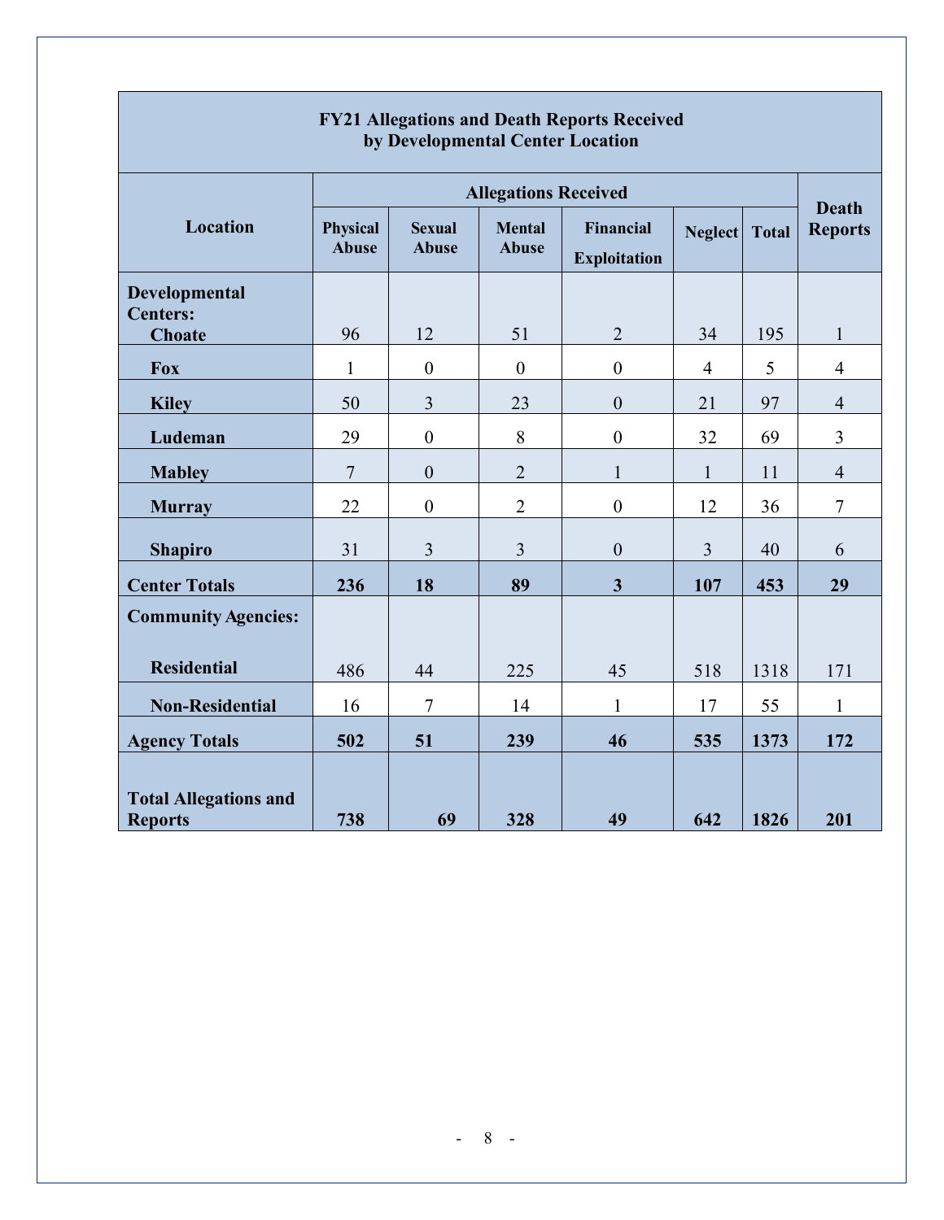**FY21 Allegations and Death Reports Received by Developmental Center Location**

| Location | Allegations Received | | | | | | Death Reports |
|---|---|---|---|---|---|---|---|
| | Physical Abuse | Sexual Abuse | Mental Abuse | Financial Exploitation | Neglect | Total | |
| **Developmental Centers:** | | | | | | | |
| **Choate** | 96 | 12 | 51 | 2 | 34 | 195 | 1 |
| **Fox** | 1 | 0 | 0 | 0 | 4 | 5 | 4 |
| **Kiley** | 50 | 3 | 23 | 0 | 21 | 97 | 4 |
| **Ludeman** | 29 | 0 | 8 | 0 | 32 | 69 | 3 |
| **Mabley** | 7 | 0 | 2 | 1 | 1 | 11 | 4 |
| **Murray** | 22 | 0 | 2 | 0 | 12 | 36 | 7 |
| **Shapiro** | 31 | 3 | 3 | 0 | 3 | 40 | 6 |
| **Center Totals** | **236** | **18** | **89** | **3** | **107** | **453** | **29** |
| **Community Agencies:** | | | | | | | |
| **Residential** | 486 | 44 | 225 | 45 | 518 | 1318 | 171 |
| **Non-Residential** | 16 | 7 | 14 | 1 | 17 | 55 | 1 |
| **Agency Totals** | **502** | **51** | **239** | **46** | **535** | **1373** | **172** |
| **Total Allegations and Reports** | **738** | **69** | **328** | **49** | **642** | **1826** | **201** |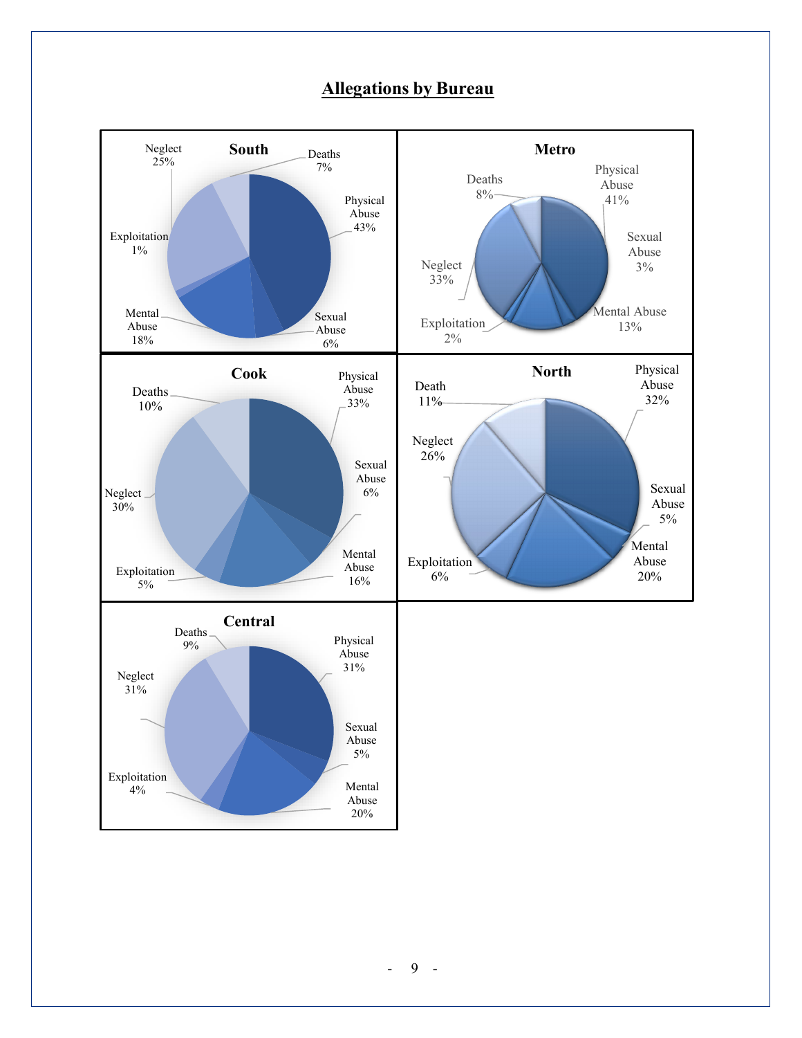## Allergations by Bureau

**South**

- Physical Abuse 43%
- Sexual Abuse 6%
- Mental Abuse 18%
- Exploitation 1%
- Neglect 25%
- Deaths 7%

**Metro**

- Physical Abuse 41%
- Sexual Abuse 3%
- Mental Abuse 13%
- Exploitation 2%
- Neglect 33%
- Deaths 8%

**Cook**

- Physical Abuse 33%
- Sexual Abuse 6%
- Mental Abuse 16%
- Exploitation 5%
- Neglect 30%
- Deaths 10%

**North**

- Physical Abuse 32%
- Sexual Abuse 5%
- Mental Abuse 20%
- Exploitation 6%
- Neglect 26%
- Death 11%

**Central**

- Physical Abuse 31%
- Sexual Abuse 5%
- Mental Abuse 20%
- Exploitation 4%
- Neglect 31%
- Deaths 9%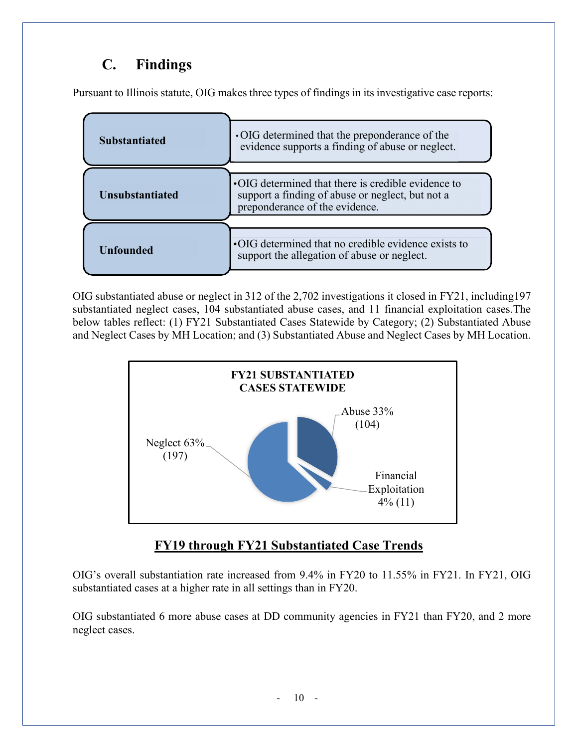## C. Findings

Pursuant to Illinois statute, OIG makes three types of findings in its investigative case reports:

| | |
|---|---|
| **Substantiated** | • OIG determined that the preponderance of the evidence supports a finding of abuse or neglect. |
| **Unsubstantiated** | • OIG determined that there is credible evidence to support a finding of abuse or neglect, but not a preponderance of the evidence. |
| **Unfounded** | • OIG determined that no credible evidence exists to support the allegation of abuse or neglect. |

OIG substantiated abuse or neglect in 312 of the 2,702 investigations it closed in FY21, including197 substantiated neglect cases, 104 substantiated abuse cases, and 11 financial exploitation cases.The below tables reflect: (1) FY21 Substantiated Cases Statewide by Category; (2) Substantiated Abuse and Neglect Cases by MH Location; and (3) Substantiated Abuse and Neglect Cases by MH Location.

**FY21 SUBSTANTIATED CASES STATEWIDE**

| Category | Percent | Cases |
|---|---|---|
| Neglect | 63% | 197 |
| Abuse | 33% | 104 |
| Financial Exploitation | 4% | 11 |

### FY19 through FY21 Substantiated Case Trends

OIG's overall substantiation rate increased from 9.4% in FY20 to 11.55% in FY21. In FY21, OIG substantiated cases at a higher rate in all settings than in FY20.

OIG substantiated 6 more abuse cases at DD community agencies in FY21 than FY20, and 2 more neglect cases.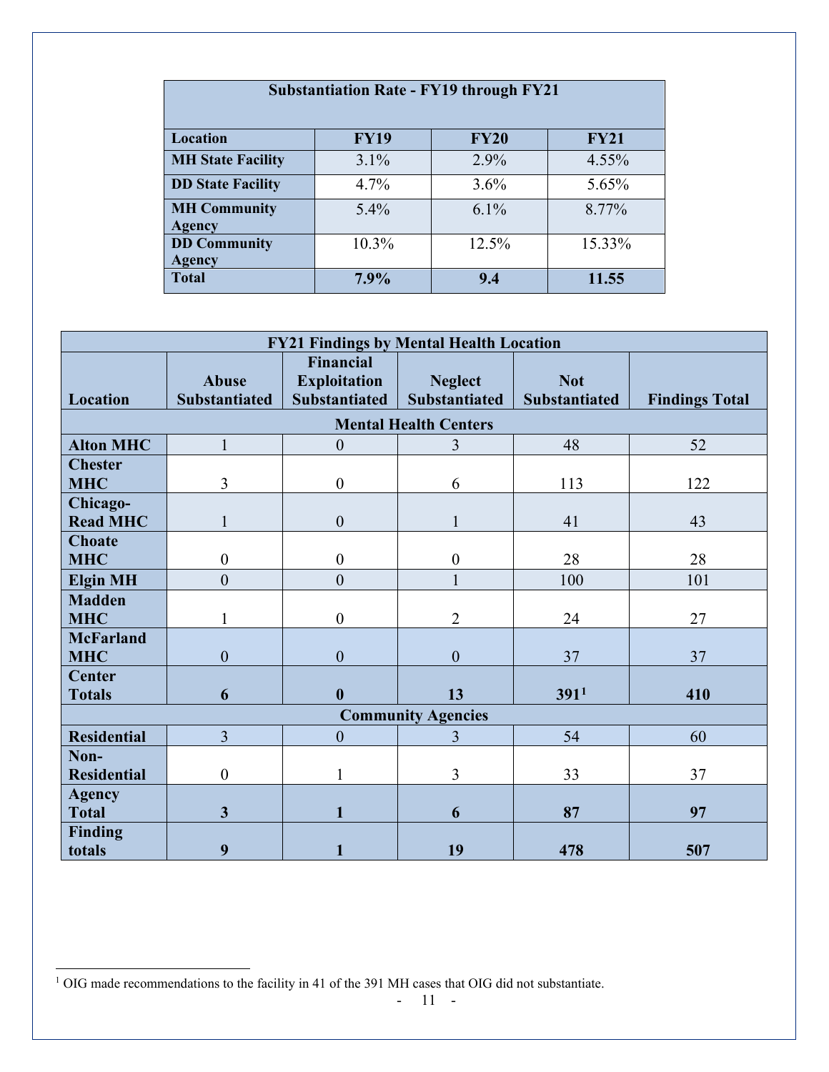| Substantiation Rate - FY19 through FY21 | | | |
|---|---|---|---|
| **Location** | **FY19** | **FY20** | **FY21** |
| **MH State Facility** | 3.1% | 2.9% | 4.55% |
| **DD State Facility** | 4.7% | 3.6% | 5.65% |
| **MH Community Agency** | 5.4% | 6.1% | 8.77% |
| **DD Community Agency** | 10.3% | 12.5% | 15.33% |
| **Total** | **7.9%** | **9.4** | **11.55** |

| FY21 Findings by Mental Health Location | | | | | |
|---|---|---|---|---|---|
| **Location** | **Abuse Substantiated** | **Financial Exploitation Substantiated** | **Neglect Substantiated** | **Not Substantiated** | **Findings Total** |
| **Mental Health Centers** | | | | | |
| **Alton MHC** | 1 | 0 | 3 | 48 | 52 |
| **Chester MHC** | 3 | 0 | 6 | 113 | 122 |
| **Chicago-Read MHC** | 1 | 0 | 1 | 41 | 43 |
| **Choate MHC** | 0 | 0 | 0 | 28 | 28 |
| **Elgin MH** | 0 | 0 | 1 | 100 | 101 |
| **Madden MHC** | 1 | 0 | 2 | 24 | 27 |
| **McFarland MHC** | 0 | 0 | 0 | 37 | 37 |
| **Center Totals** | **6** | **0** | **13** | **391**[1] | **410** |
| **Community Agencies** | | | | | |
| **Residential** | 3 | 0 | 3 | 54 | 60 |
| **Non-Residential** | 0 | 1 | 3 | 33 | 37 |
| **Agency Total** | **3** | **1** | **6** | **87** | **97** |
| **Finding totals** | **9** | **1** | **19** | **478** | **507** |

[1] OIG made recommendations to the facility in 41 of the 391 MH cases that OIG did not substantiate.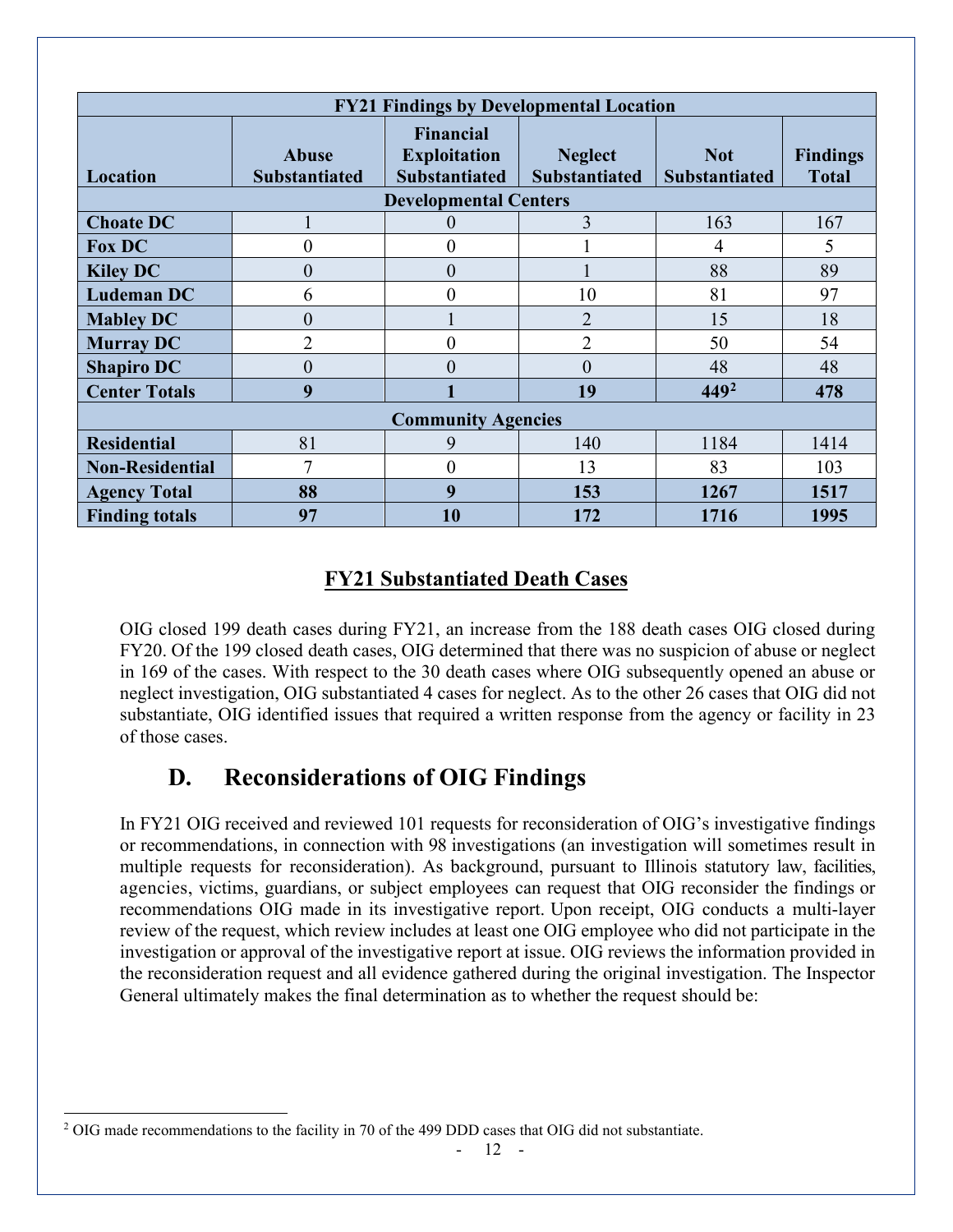| FY21 Findings by Developmental Location | | | | | |
|---|---|---|---|---|---|
| **Location** | **Abuse Substantiated** | **Financial Exploitation Substantiated** | **Neglect Substantiated** | **Not Substantiated** | **Findings Total** |
| **Developmental Centers** | | | | | |
| **Choate DC** | 1 | 0 | 3 | 163 | 167 |
| **Fox DC** | 0 | 0 | 1 | 4 | 5 |
| **Kiley DC** | 0 | 0 | 1 | 88 | 89 |
| **Ludeman DC** | 6 | 0 | 10 | 81 | 97 |
| **Mabley DC** | 0 | 1 | 2 | 15 | 18 |
| **Murray DC** | 2 | 0 | 2 | 50 | 54 |
| **Shapiro DC** | 0 | 0 | 0 | 48 | 48 |
| **Center Totals** | **9** | **1** | **19** | **449**[2] | **478** |
| **Community Agencies** | | | | | |
| **Residential** | 81 | 9 | 140 | 1184 | 1414 |
| **Non-Residential** | 7 | 0 | 13 | 83 | 103 |
| **Agency Total** | **88** | **9** | **153** | **1267** | **1517** |
| **Finding totals** | **97** | **10** | **172** | **1716** | **1995** |

## FY21 Substantiated Death Cases

OIG closed 199 death cases during FY21, an increase from the 188 death cases OIG closed during FY20. Of the 199 closed death cases, OIG determined that there was no suspicion of abuse or neglect in 169 of the cases. With respect to the 30 death cases where OIG subsequently opened an abuse or neglect investigation, OIG substantiated 4 cases for neglect. As to the other 26 cases that OIG did not substantiate, OIG identified issues that required a written response from the agency or facility in 23 of those cases.

## D. Reconsiderations of OIG Findings

In FY21 OIG received and reviewed 101 requests for reconsideration of OIG's investigative findings or recommendations, in connection with 98 investigations (an investigation will sometimes result in multiple requests for reconsideration). As background, pursuant to Illinois statutory law, facilities, agencies, victims, guardians, or subject employees can request that OIG reconsider the findings or recommendations OIG made in its investigative report. Upon receipt, OIG conducts a multi-layer review of the request, which review includes at least one OIG employee who did not participate in the investigation or approval of the investigative report at issue. OIG reviews the information provided in the reconsideration request and all evidence gathered during the original investigation. The Inspector General ultimately makes the final determination as to whether the request should be:

[2] OIG made recommendations to the facility in 70 of the 499 DDD cases that OIG did not substantiate.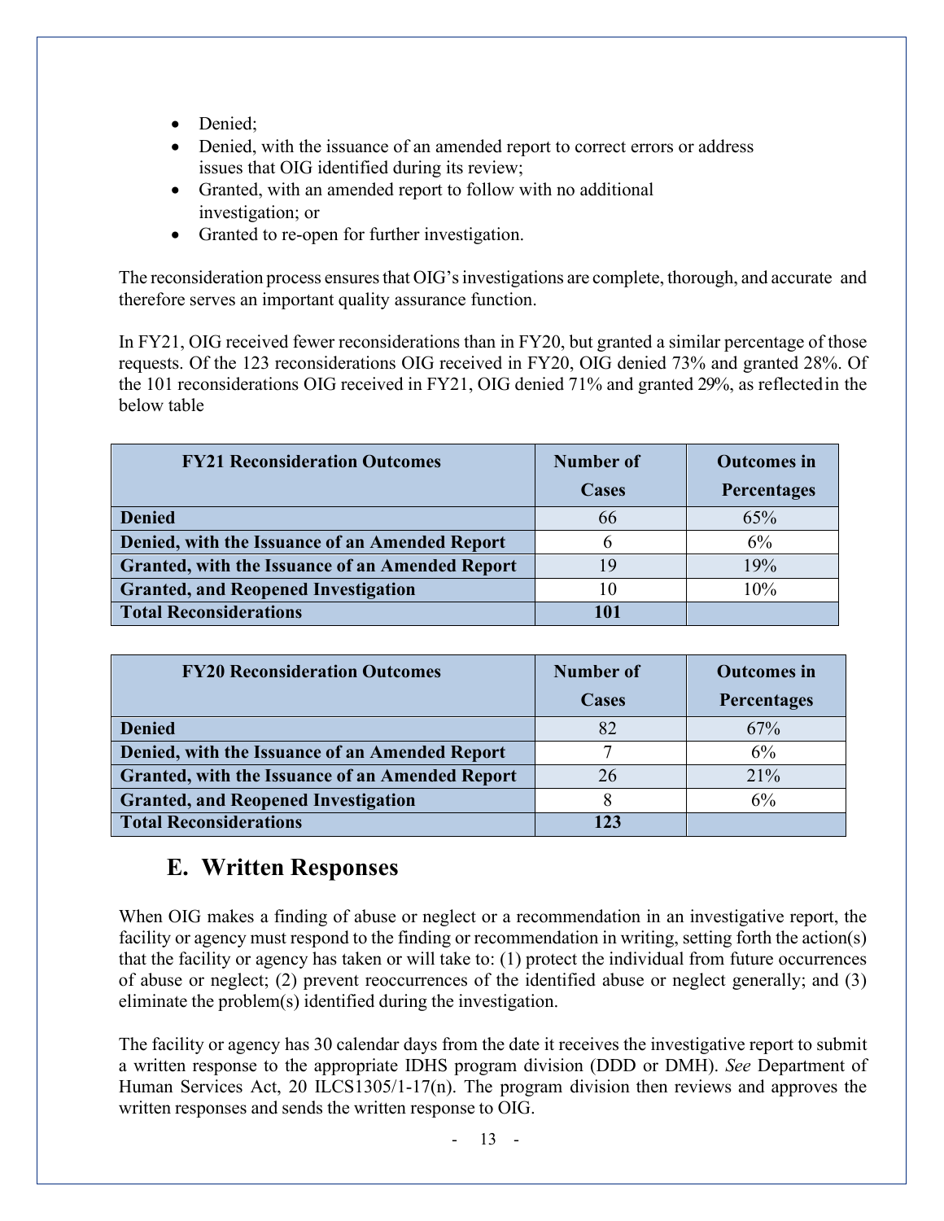- Denied;
- Denied, with the issuance of an amended report to correct errors or address issues that OIG identified during its review;
- Granted, with an amended report to follow with no additional investigation; or
- Granted to re-open for further investigation.

The reconsideration process ensures that OIG's investigations are complete, thorough, and accurate and therefore serves an important quality assurance function.

In FY21, OIG received fewer reconsiderations than in FY20, but granted a similar percentage of those requests. Of the 123 reconsiderations OIG received in FY20, OIG denied 73% and granted 28%. Of the 101 reconsiderations OIG received in FY21, OIG denied 71% and granted 29%, as reflected in the below table

| FY21 Reconsideration Outcomes | Number of Cases | Outcomes in Percentages |
|---|---|---|
| **Denied** | 66 | 65% |
| **Denied, with the Issuance of an Amended Report** | 6 | 6% |
| **Granted, with the Issuance of an Amended Report** | 19 | 19% |
| **Granted, and Reopened Investigation** | 10 | 10% |
| **Total Reconsiderations** | **101** | |

| FY20 Reconsideration Outcomes | Number of Cases | Outcomes in Percentages |
|---|---|---|
| **Denied** | 82 | 67% |
| **Denied, with the Issuance of an Amended Report** | 7 | 6% |
| **Granted, with the Issuance of an Amended Report** | 26 | 21% |
| **Granted, and Reopened Investigation** | 8 | 6% |
| **Total Reconsiderations** | **123** | |

## E. Written Responses

When OIG makes a finding of abuse or neglect or a recommendation in an investigative report, the facility or agency must respond to the finding or recommendation in writing, setting forth the action(s) that the facility or agency has taken or will take to: (1) protect the individual from future occurrences of abuse or neglect; (2) prevent reoccurrences of the identified abuse or neglect generally; and (3) eliminate the problem(s) identified during the investigation.

The facility or agency has 30 calendar days from the date it receives the investigative report to submit a written response to the appropriate IDHS program division (DDD or DMH). *See* Department of Human Services Act, 20 ILCS1305/1-17(n). The program division then reviews and approves the written responses and sends the written response to OIG.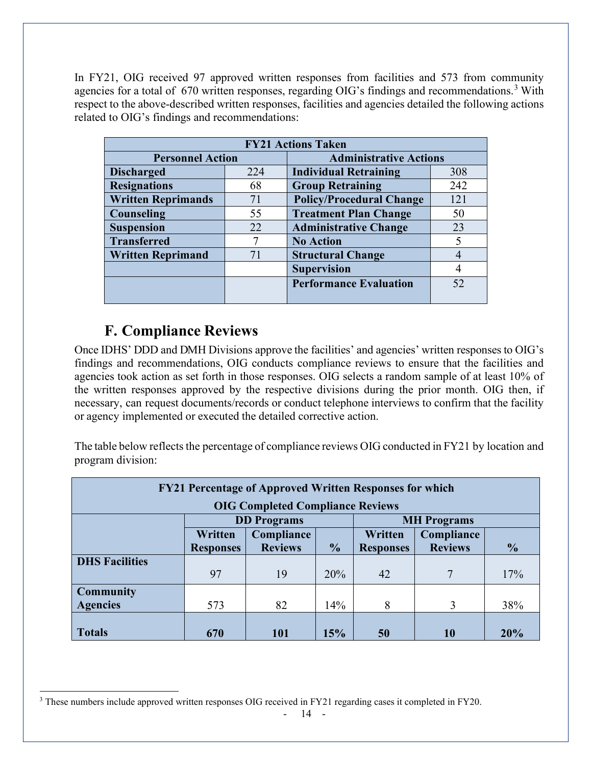In FY21, OIG received 97 approved written responses from facilities and 573 from community agencies for a total of 670 written responses, regarding OIG's findings and recommendations.[3] With respect to the above-described written responses, facilities and agencies detailed the following actions related to OIG's findings and recommendations:

| FY21 Actions Taken | | | |
|---|---|---|---|
| **Personnel Action** | | **Administrative Actions** | |
| **Discharged** | 224 | **Individual Retraining** | 308 |
| **Resignations** | 68 | **Group Retraining** | 242 |
| **Written Reprimands** | 71 | **Policy/Procedural Change** | 121 |
| **Counseling** | 55 | **Treatment Plan Change** | 50 |
| **Suspension** | 22 | **Administrative Change** | 23 |
| **Transferred** | 7 | **No Action** | 5 |
| **Written Reprimand** | 71 | **Structural Change** | 4 |
| | | **Supervision** | 4 |
| | | **Performance Evaluation** | 52 |

## F. Compliance Reviews

Once IDHS' DDD and DMH Divisions approve the facilities' and agencies' written responses to OIG's findings and recommendations, OIG conducts compliance reviews to ensure that the facilities and agencies took action as set forth in those responses. OIG selects a random sample of at least 10% of the written responses approved by the respective divisions during the prior month. OIG then, if necessary, can request documents/records or conduct telephone interviews to confirm that the facility or agency implemented or executed the detailed corrective action.

The table below reflects the percentage of compliance reviews OIG conducted in FY21 by location and program division:

| FY21 Percentage of Approved Written Responses for which OIG Completed Compliance Reviews | | | | | | |
|---|---|---|---|---|---|---|
| | **DD Programs** | | | **MH Programs** | | |
| | **Written Responses** | **Compliance Reviews** | **%** | **Written Responses** | **Compliance Reviews** | **%** |
| **DHS Facilities** | 97 | 19 | 20% | 42 | 7 | 17% |
| **Community Agencies** | 573 | 82 | 14% | 8 | 3 | 38% |
| **Totals** | **670** | **101** | **15%** | **50** | **10** | **20%** |

[3] These numbers include approved written responses OIG received in FY21 regarding cases it completed in FY20.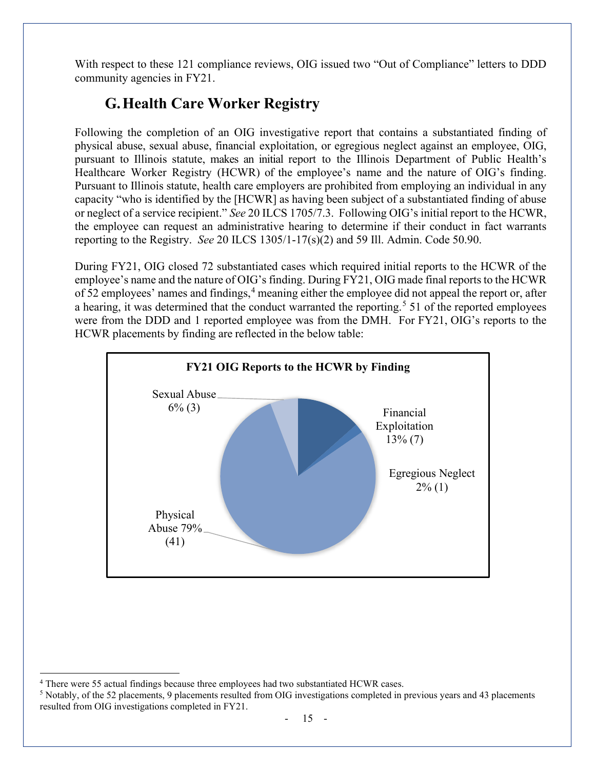With respect to these 121 compliance reviews, OIG issued two "Out of Compliance" letters to DDD community agencies in FY21.

## G. Health Care Worker Registry

Following the completion of an OIG investigative report that contains a substantiated finding of physical abuse, sexual abuse, financial exploitation, or egregious neglect against an employee, OIG, pursuant to Illinois statute, makes an initial report to the Illinois Department of Public Health's Healthcare Worker Registry (HCWR) of the employee's name and the nature of OIG's finding. Pursuant to Illinois statute, health care employers are prohibited from employing an individual in any capacity "who is identified by the [HCWR] as having been subject of a substantiated finding of abuse or neglect of a service recipient." *See* 20 ILCS 1705/7.3. Following OIG's initial report to the HCWR, the employee can request an administrative hearing to determine if their conduct in fact warrants reporting to the Registry. *See* 20 ILCS 1305/1-17(s)(2) and 59 Ill. Admin. Code 50.90.

During FY21, OIG closed 72 substantiated cases which required initial reports to the HCWR of the employee's name and the nature of OIG's finding. During FY21, OIG made final reports to the HCWR of 52 employees' names and findings,[4] meaning either the employee did not appeal the report or, after a hearing, it was determined that the conduct warranted the reporting.[5] 51 of the reported employees were from the DDD and 1 reported employee was from the DMH. For FY21, OIG's reports to the HCWR placements by finding are reflected in the below table:

**FY21 OIG Reports to the HCWR by Finding**

| Finding | Percent | Count |
|---|---|---|
| Financial Exploitation | 13% | 7 |
| Egregious Neglect | 2% | 1 |
| Physical Abuse | 79% | 41 |
| Sexual Abuse | 6% | 3 |

[4] There were 55 actual findings because three employees had two substantiated HCWR cases.

[5] Notably, of the 52 placements, 9 placements resulted from OIG investigations completed in previous years and 43 placements resulted from OIG investigations completed in FY21.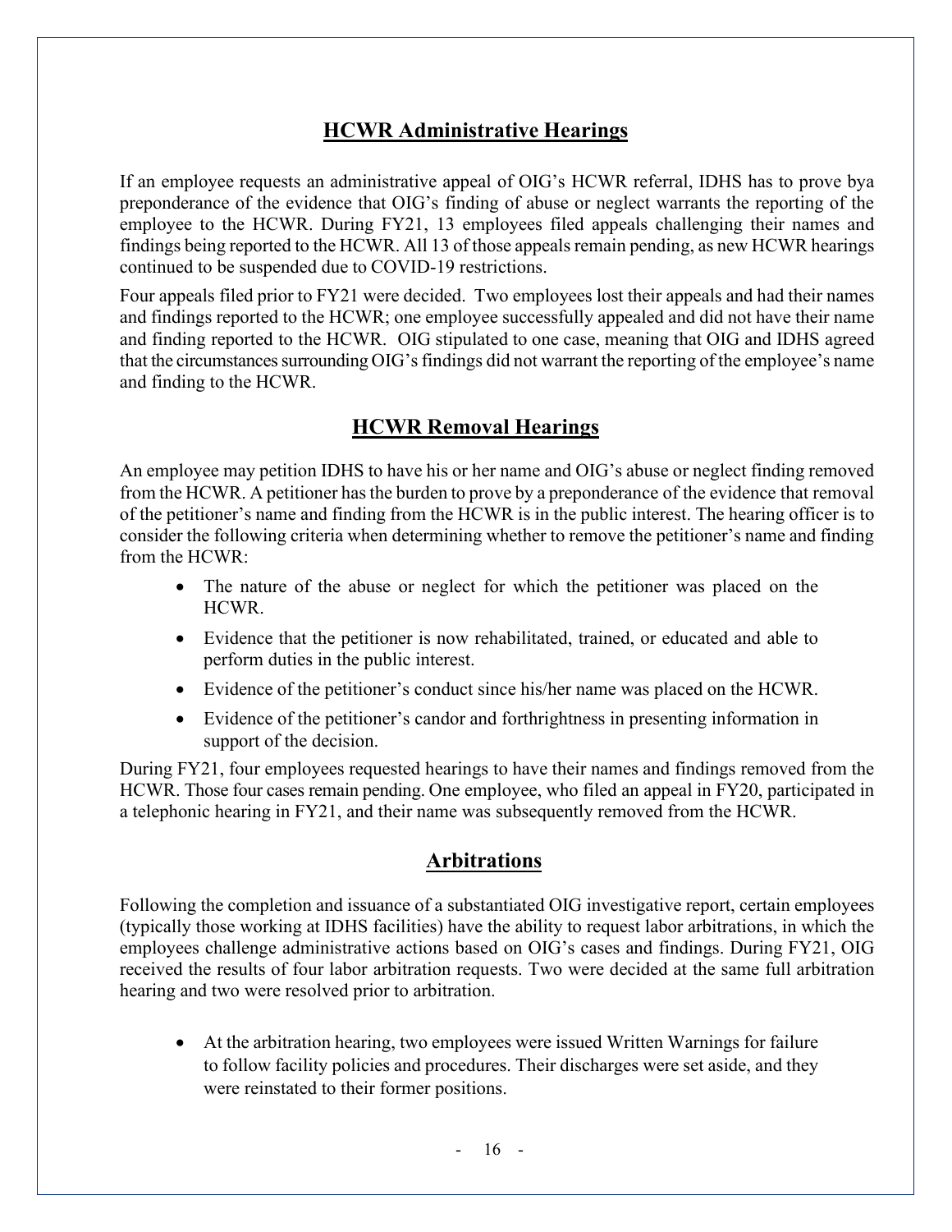## HCWR Administrative Hearings

If an employee requests an administrative appeal of OIG's HCWR referral, IDHS has to prove bya preponderance of the evidence that OIG's finding of abuse or neglect warrants the reporting of the employee to the HCWR. During FY21, 13 employees filed appeals challenging their names and findings being reported to the HCWR. All 13 of those appeals remain pending, as new HCWR hearings continued to be suspended due to COVID-19 restrictions.

Four appeals filed prior to FY21 were decided. Two employees lost their appeals and had their names and findings reported to the HCWR; one employee successfully appealed and did not have their name and finding reported to the HCWR. OIG stipulated to one case, meaning that OIG and IDHS agreed that the circumstances surrounding OIG's findings did not warrant the reporting of the employee's name and finding to the HCWR.

## HCWR Removal Hearings

An employee may petition IDHS to have his or her name and OIG's abuse or neglect finding removed from the HCWR. A petitioner has the burden to prove by a preponderance of the evidence that removal of the petitioner's name and finding from the HCWR is in the public interest. The hearing officer is to consider the following criteria when determining whether to remove the petitioner's name and finding from the HCWR:

- The nature of the abuse or neglect for which the petitioner was placed on the HCWR.
- Evidence that the petitioner is now rehabilitated, trained, or educated and able to perform duties in the public interest.
- Evidence of the petitioner's conduct since his/her name was placed on the HCWR.
- Evidence of the petitioner's candor and forthrightness in presenting information in support of the decision.

During FY21, four employees requested hearings to have their names and findings removed from the HCWR. Those four cases remain pending. One employee, who filed an appeal in FY20, participated in a telephonic hearing in FY21, and their name was subsequently removed from the HCWR.

## Arbitrations

Following the completion and issuance of a substantiated OIG investigative report, certain employees (typically those working at IDHS facilities) have the ability to request labor arbitrations, in which the employees challenge administrative actions based on OIG's cases and findings. During FY21, OIG received the results of four labor arbitration requests. Two were decided at the same full arbitration hearing and two were resolved prior to arbitration.

- At the arbitration hearing, two employees were issued Written Warnings for failure to follow facility policies and procedures. Their discharges were set aside, and they were reinstated to their former positions.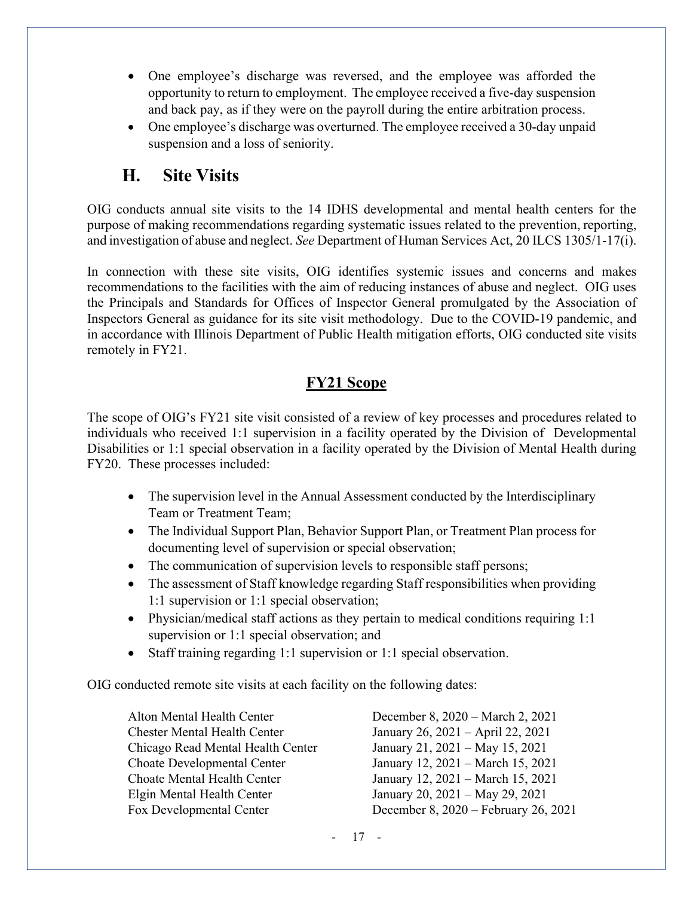- One employee's discharge was reversed, and the employee was afforded the opportunity to return to employment. The employee received a five-day suspension and back pay, as if they were on the payroll during the entire arbitration process.
- One employee's discharge was overturned. The employee received a 30-day unpaid suspension and a loss of seniority.

## H. Site Visits

OIG conducts annual site visits to the 14 IDHS developmental and mental health centers for the purpose of making recommendations regarding systematic issues related to the prevention, reporting, and investigation of abuse and neglect. *See* Department of Human Services Act, 20 ILCS 1305/1-17(i).

In connection with these site visits, OIG identifies systemic issues and concerns and makes recommendations to the facilities with the aim of reducing instances of abuse and neglect. OIG uses the Principals and Standards for Offices of Inspector General promulgated by the Association of Inspectors General as guidance for its site visit methodology. Due to the COVID-19 pandemic, and in accordance with Illinois Department of Public Health mitigation efforts, OIG conducted site visits remotely in FY21.

### FY21 Scope

The scope of OIG's FY21 site visit consisted of a review of key processes and procedures related to individuals who received 1:1 supervision in a facility operated by the Division of Developmental Disabilities or 1:1 special observation in a facility operated by the Division of Mental Health during FY20. These processes included:

- The supervision level in the Annual Assessment conducted by the Interdisciplinary Team or Treatment Team;
- The Individual Support Plan, Behavior Support Plan, or Treatment Plan process for documenting level of supervision or special observation;
- The communication of supervision levels to responsible staff persons;
- The assessment of Staff knowledge regarding Staff responsibilities when providing 1:1 supervision or 1:1 special observation;
- Physician/medical staff actions as they pertain to medical conditions requiring 1:1 supervision or 1:1 special observation; and
- Staff training regarding 1:1 supervision or 1:1 special observation.

OIG conducted remote site visits at each facility on the following dates:

| | |
|---|---|
| Alton Mental Health Center | December 8, 2020 – March 2, 2021 |
| Chester Mental Health Center | January 26, 2021 – April 22, 2021 |
| Chicago Read Mental Health Center | January 21, 2021 – May 15, 2021 |
| Choate Developmental Center | January 12, 2021 – March 15, 2021 |
| Choate Mental Health Center | January 12, 2021 – March 15, 2021 |
| Elgin Mental Health Center | January 20, 2021 – May 29, 2021 |
| Fox Developmental Center | December 8, 2020 – February 26, 2021 |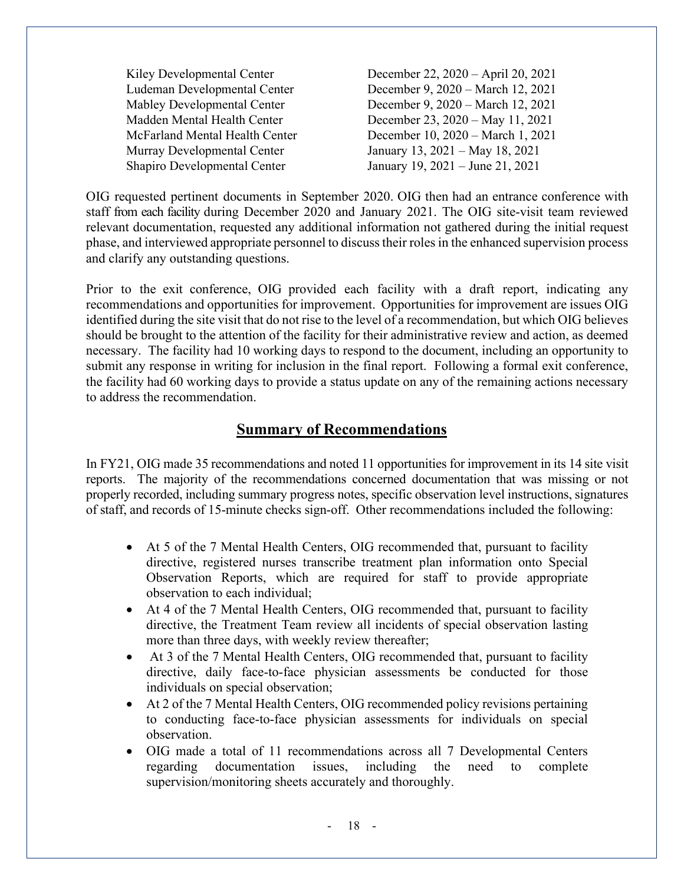| | |
|---|---|
| Kiley Developmental Center | December 22, 2020 – April 20, 2021 |
| Ludeman Developmental Center | December 9, 2020 – March 12, 2021 |
| Mabley Developmental Center | December 9, 2020 – March 12, 2021 |
| Madden Mental Health Center | December 23, 2020 – May 11, 2021 |
| McFarland Mental Health Center | December 10, 2020 – March 1, 2021 |
| Murray Developmental Center | January 13, 2021 – May 18, 2021 |
| Shapiro Developmental Center | January 19, 2021 – June 21, 2021 |

OIG requested pertinent documents in September 2020. OIG then had an entrance conference with staff from each facility during December 2020 and January 2021. The OIG site-visit team reviewed relevant documentation, requested any additional information not gathered during the initial request phase, and interviewed appropriate personnel to discuss their roles in the enhanced supervision process and clarify any outstanding questions.

Prior to the exit conference, OIG provided each facility with a draft report, indicating any recommendations and opportunities for improvement. Opportunities for improvement are issues OIG identified during the site visit that do not rise to the level of a recommendation, but which OIG believes should be brought to the attention of the facility for their administrative review and action, as deemed necessary. The facility had 10 working days to respond to the document, including an opportunity to submit any response in writing for inclusion in the final report. Following a formal exit conference, the facility had 60 working days to provide a status update on any of the remaining actions necessary to address the recommendation.

## Summary of Recommendations

In FY21, OIG made 35 recommendations and noted 11 opportunities for improvement in its 14 site visit reports. The majority of the recommendations concerned documentation that was missing or not properly recorded, including summary progress notes, specific observation level instructions, signatures of staff, and records of 15-minute checks sign-off. Other recommendations included the following:

- At 5 of the 7 Mental Health Centers, OIG recommended that, pursuant to facility directive, registered nurses transcribe treatment plan information onto Special Observation Reports, which are required for staff to provide appropriate observation to each individual;
- At 4 of the 7 Mental Health Centers, OIG recommended that, pursuant to facility directive, the Treatment Team review all incidents of special observation lasting more than three days, with weekly review thereafter;
- At 3 of the 7 Mental Health Centers, OIG recommended that, pursuant to facility directive, daily face-to-face physician assessments be conducted for those individuals on special observation;
- At 2 of the 7 Mental Health Centers, OIG recommended policy revisions pertaining to conducting face-to-face physician assessments for individuals on special observation.
- OIG made a total of 11 recommendations across all 7 Developmental Centers regarding documentation issues, including the need to complete supervision/monitoring sheets accurately and thoroughly.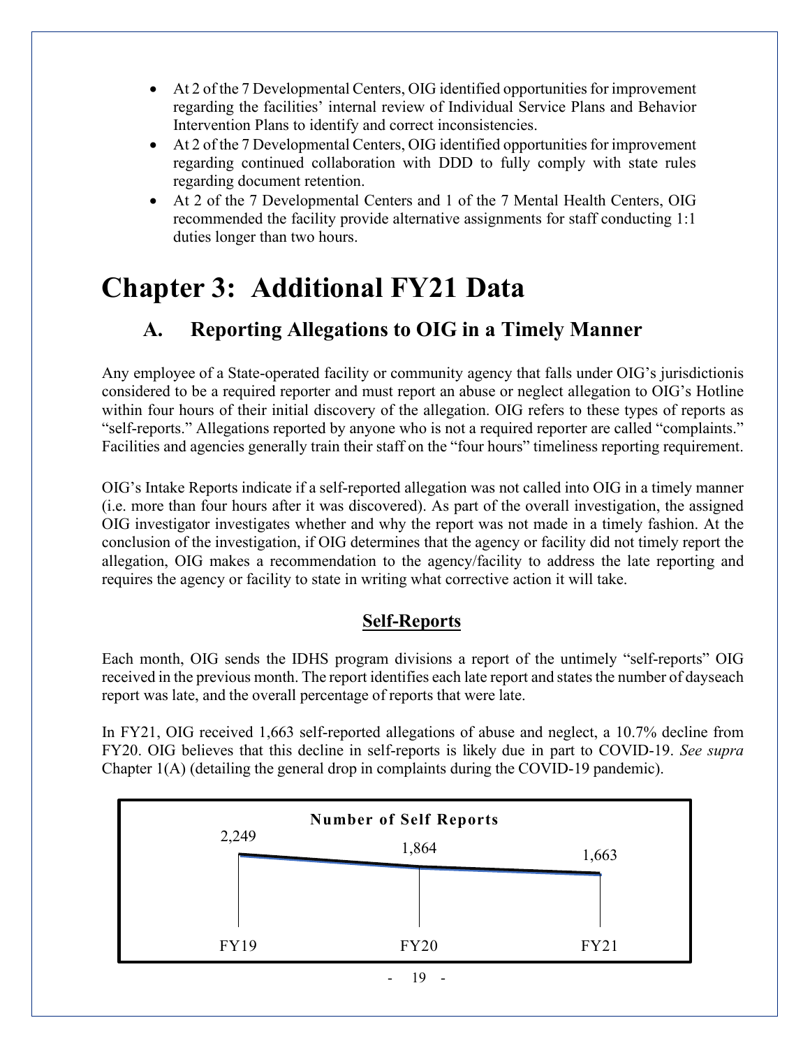- At 2 of the 7 Developmental Centers, OIG identified opportunities for improvement regarding the facilities' internal review of Individual Service Plans and Behavior Intervention Plans to identify and correct inconsistencies.
- At 2 of the 7 Developmental Centers, OIG identified opportunities for improvement regarding continued collaboration with DDD to fully comply with state rules regarding document retention.
- At 2 of the 7 Developmental Centers and 1 of the 7 Mental Health Centers, OIG recommended the facility provide alternative assignments for staff conducting 1:1 duties longer than two hours.

# Chapter 3: Additional FY21 Data

## A. Reporting Allegations to OIG in a Timely Manner

Any employee of a State-operated facility or community agency that falls under OIG's jurisdictionis considered to be a required reporter and must report an abuse or neglect allegation to OIG's Hotline within four hours of their initial discovery of the allegation. OIG refers to these types of reports as "self-reports." Allegations reported by anyone who is not a required reporter are called "complaints." Facilities and agencies generally train their staff on the "four hours" timeliness reporting requirement.

OIG's Intake Reports indicate if a self-reported allegation was not called into OIG in a timely manner (i.e. more than four hours after it was discovered). As part of the overall investigation, the assigned OIG investigator investigates whether and why the report was not made in a timely fashion. At the conclusion of the investigation, if OIG determines that the agency or facility did not timely report the allegation, OIG makes a recommendation to the agency/facility to address the late reporting and requires the agency or facility to state in writing what corrective action it will take.

### Self-Reports

Each month, OIG sends the IDHS program divisions a report of the untimely "self-reports" OIG received in the previous month. The report identifies each late report and states the number of dayseach report was late, and the overall percentage of reports that were late.

In FY21, OIG received 1,663 self-reported allegations of abuse and neglect, a 10.7% decline from FY20. OIG believes that this decline in self-reports is likely due in part to COVID-19. *See supra* Chapter 1(A) (detailing the general drop in complaints during the COVID-19 pandemic).

**Number of Self Reports**

| FY19 | FY20 | FY21 |
|---|---|---|
| 2,249 | 1,864 | 1,663 |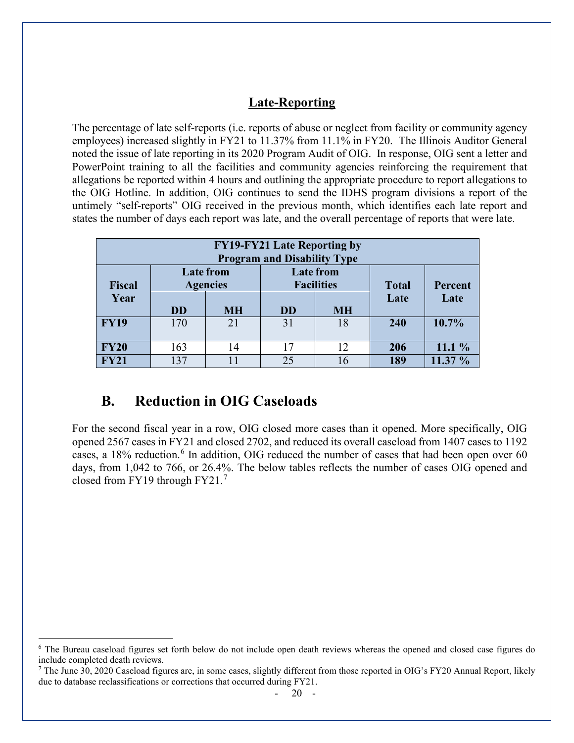## Late-Reporting

The percentage of late self-reports (i.e. reports of abuse or neglect from facility or community agency employees) increased slightly in FY21 to 11.37% from 11.1% in FY20. The Illinois Auditor General noted the issue of late reporting in its 2020 Program Audit of OIG. In response, OIG sent a letter and PowerPoint training to all the facilities and community agencies reinforcing the requirement that allegations be reported within 4 hours and outlining the appropriate procedure to report allegations to the OIG Hotline. In addition, OIG continues to send the IDHS program divisions a report of the untimely "self-reports" OIG received in the previous month, which identifies each late report and states the number of days each report was late, and the overall percentage of reports that were late.

**FY19-FY21 Late Reporting by Program and Disability Type**

| Fiscal Year | Late from Agencies | | Late from Facilities | | Total Late | Percent Late |
|---|---|---|---|---|---|---|
| | DD | MH | DD | MH | | |
| **FY19** | 170 | 21 | 31 | 18 | **240** | **10.7%** |
| **FY20** | 163 | 14 | 17 | 12 | **206** | **11.1 %** |
| **FY21** | 137 | 11 | 25 | 16 | **189** | **11.37 %** |

## B. Reduction in OIG Caseloads

For the second fiscal year in a row, OIG closed more cases than it opened. More specifically, OIG opened 2567 cases in FY21 and closed 2702, and reduced its overall caseload from 1407 cases to 1192 cases, a 18% reduction.[6] In addition, OIG reduced the number of cases that had been open over 60 days, from 1,042 to 766, or 26.4%. The below tables reflects the number of cases OIG opened and closed from FY19 through FY21.[7]

[6] The Bureau caseload figures set forth below do not include open death reviews whereas the opened and closed case figures do include completed death reviews.

[7] The June 30, 2020 Caseload figures are, in some cases, slightly different from those reported in OIG's FY20 Annual Report, likely due to database reclassifications or corrections that occurred during FY21.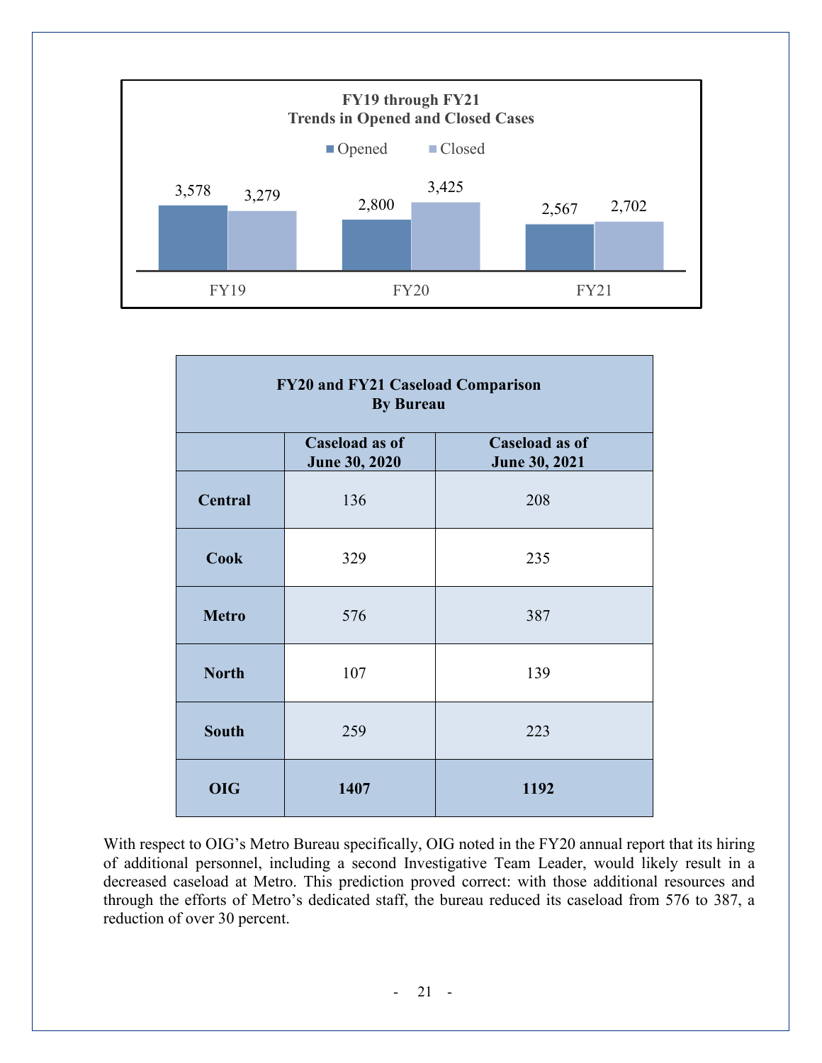**FY19 through FY21**
**Trends in Opened and Closed Cases**

| | Opened | Closed |
|---|---|---|
| FY19 | 3,578 | 3,279 |
| FY20 | 2,800 | 3,425 |
| FY21 | 2,567 | 2,702 |

| **FY20 and FY21 Caseload Comparison By Bureau** | | |
|---|---|---|
| | **Caseload as of June 30, 2020** | **Caseload as of June 30, 2021** |
| **Central** | 136 | 208 |
| **Cook** | 329 | 235 |
| **Metro** | 576 | 387 |
| **North** | 107 | 139 |
| **South** | 259 | 223 |
| **OIG** | **1407** | **1192** |

With respect to OIG's Metro Bureau specifically, OIG noted in the FY20 annual report that its hiring of additional personnel, including a second Investigative Team Leader, would likely result in a decreased caseload at Metro. This prediction proved correct: with those additional resources and through the efforts of Metro's dedicated staff, the bureau reduced its caseload from 576 to 387, a reduction of over 30 percent.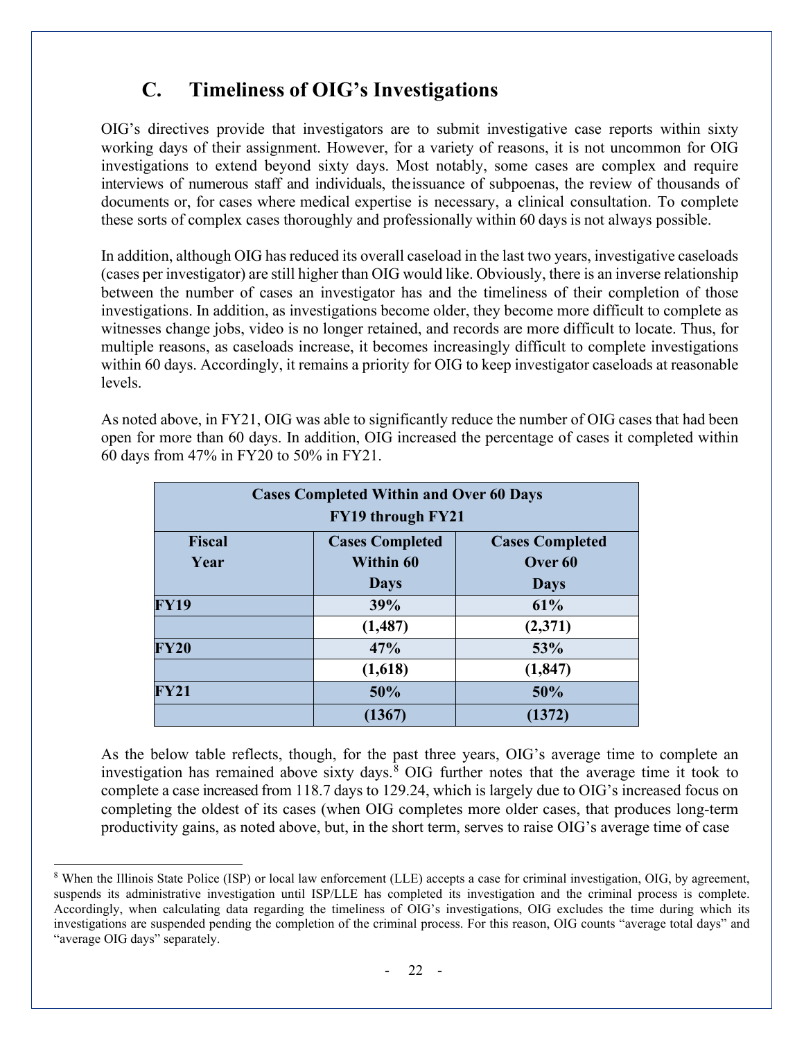## C. Timeliness of OIG's Investigations

OIG's directives provide that investigators are to submit investigative case reports within sixty working days of their assignment. However, for a variety of reasons, it is not uncommon for OIG investigations to extend beyond sixty days. Most notably, some cases are complex and require interviews of numerous staff and individuals, theissuance of subpoenas, the review of thousands of documents or, for cases where medical expertise is necessary, a clinical consultation. To complete these sorts of complex cases thoroughly and professionally within 60 days is not always possible.

In addition, although OIG has reduced its overall caseload in the last two years, investigative caseloads (cases per investigator) are still higher than OIG would like. Obviously, there is an inverse relationship between the number of cases an investigator has and the timeliness of their completion of those investigations. In addition, as investigations become older, they become more difficult to complete as witnesses change jobs, video is no longer retained, and records are more difficult to locate. Thus, for multiple reasons, as caseloads increase, it becomes increasingly difficult to complete investigations within 60 days. Accordingly, it remains a priority for OIG to keep investigator caseloads at reasonable levels.

As noted above, in FY21, OIG was able to significantly reduce the number of OIG cases that had been open for more than 60 days. In addition, OIG increased the percentage of cases it completed within 60 days from 47% in FY20 to 50% in FY21.

| **Cases Completed Within and Over 60 Days FY19 through FY21** | | |
|---|---|---|
| **Fiscal Year** | **Cases Completed Within 60 Days** | **Cases Completed Over 60 Days** |
| **FY19** | **39%** | **61%** |
| | **(1,487)** | **(2,371)** |
| **FY20** | **47%** | **53%** |
| | **(1,618)** | **(1,847)** |
| **FY21** | **50%** | **50%** |
| | **(1367)** | **(1372)** |

As the below table reflects, though, for the past three years, OIG's average time to complete an investigation has remained above sixty days.[8] OIG further notes that the average time it took to complete a case increased from 118.7 days to 129.24, which is largely due to OIG's increased focus on completing the oldest of its cases (when OIG completes more older cases, that produces long-term productivity gains, as noted above, but, in the short term, serves to raise OIG's average time of case

[8] When the Illinois State Police (ISP) or local law enforcement (LLE) accepts a case for criminal investigation, OIG, by agreement, suspends its administrative investigation until ISP/LLE has completed its investigation and the criminal process is complete. Accordingly, when calculating data regarding the timeliness of OIG's investigations, OIG excludes the time during which its investigations are suspended pending the completion of the criminal process. For this reason, OIG counts "average total days" and "average OIG days" separately.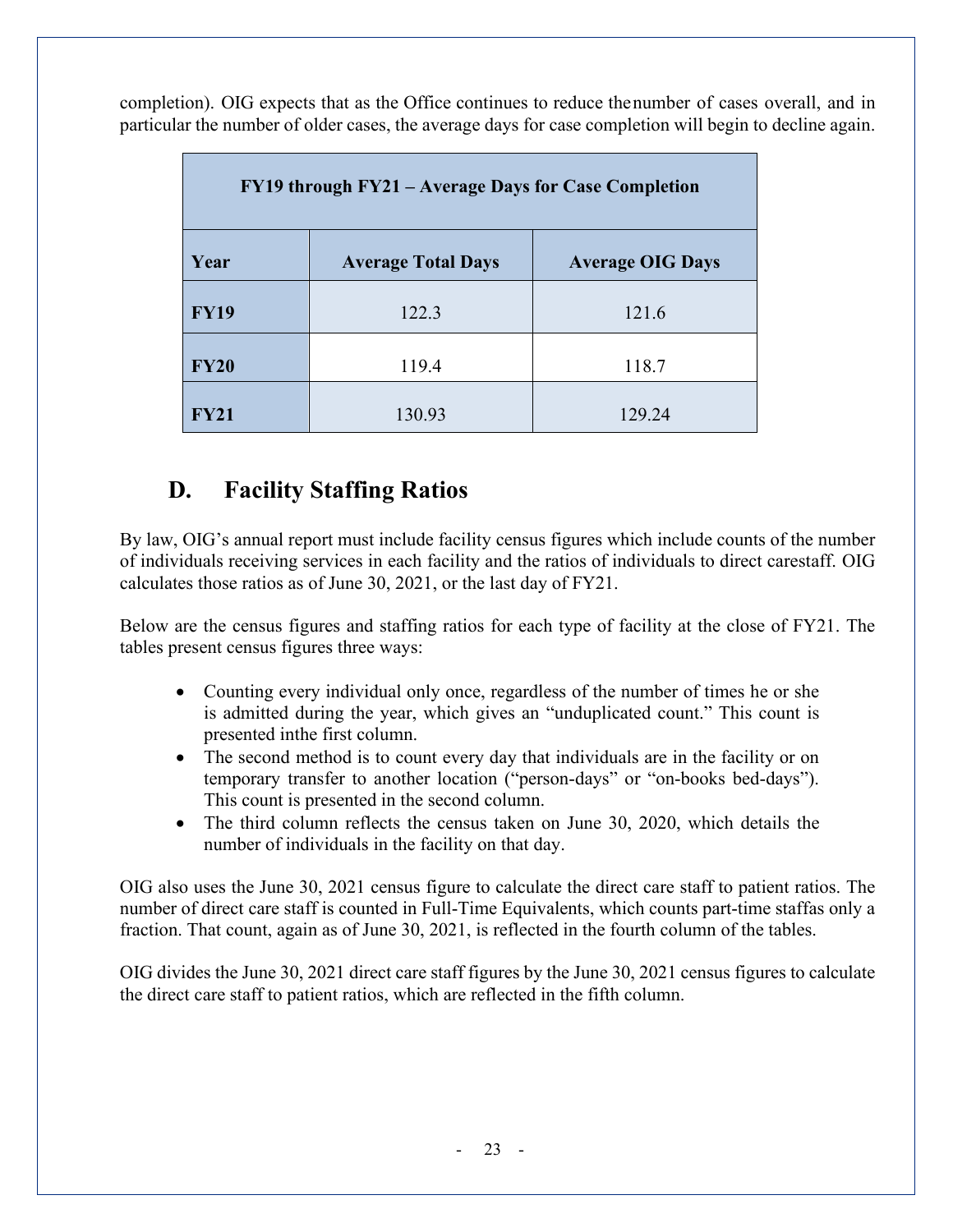completion). OIG expects that as the Office continues to reduce the number of cases overall, and in particular the number of older cases, the average days for case completion will begin to decline again.

| FY19 through FY21 – Average Days for Case Completion | | |
|---|---|---|
| **Year** | **Average Total Days** | **Average OIG Days** |
| **FY19** | 122.3 | 121.6 |
| **FY20** | 119.4 | 118.7 |
| **FY21** | 130.93 | 129.24 |

## D. Facility Staffing Ratios

By law, OIG's annual report must include facility census figures which include counts of the number of individuals receiving services in each facility and the ratios of individuals to direct care staff. OIG calculates those ratios as of June 30, 2021, or the last day of FY21.

Below are the census figures and staffing ratios for each type of facility at the close of FY21. The tables present census figures three ways:

- Counting every individual only once, regardless of the number of times he or she is admitted during the year, which gives an "unduplicated count." This count is presented in the first column.
- The second method is to count every day that individuals are in the facility or on temporary transfer to another location ("person-days" or "on-books bed-days"). This count is presented in the second column.
- The third column reflects the census taken on June 30, 2020, which details the number of individuals in the facility on that day.

OIG also uses the June 30, 2021 census figure to calculate the direct care staff to patient ratios. The number of direct care staff is counted in Full-Time Equivalents, which counts part-time staff as only a fraction. That count, again as of June 30, 2021, is reflected in the fourth column of the tables.

OIG divides the June 30, 2021 direct care staff figures by the June 30, 2021 census figures to calculate the direct care staff to patient ratios, which are reflected in the fifth column.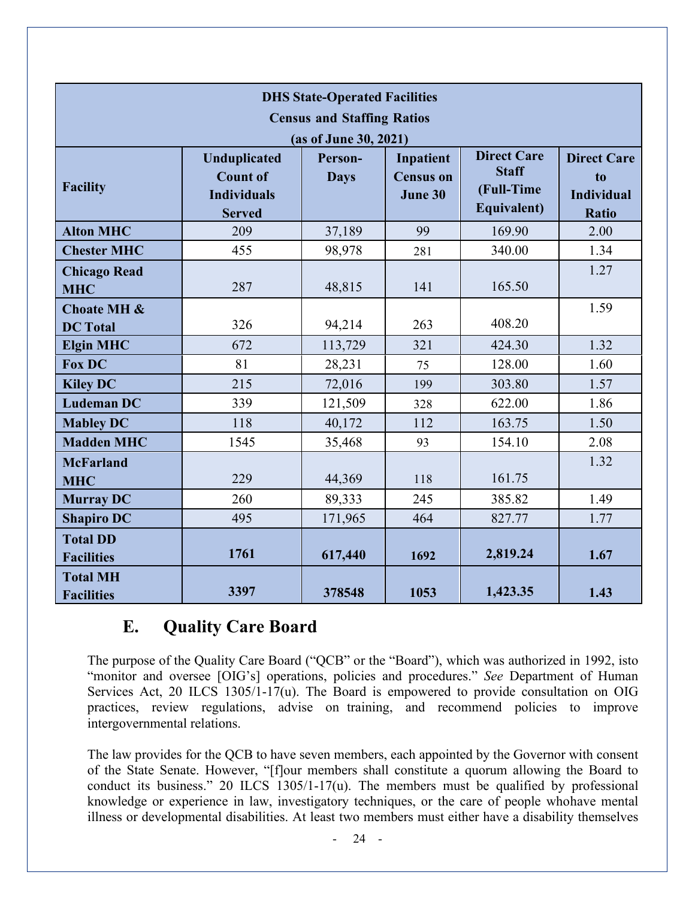| DHS State-Operated Facilities Census and Staffing Ratios (as of June 30, 2021) | | | | | |
|---|---|---|---|---|---|
| **Facility** | **Unduplicated Count of Individuals Served** | **Person-Days** | **Inpatient Census on June 30** | **Direct Care Staff (Full-Time Equivalent)** | **Direct Care to Individual Ratio** |
| **Alton MHC** | 209 | 37,189 | 99 | 169.90 | 2.00 |
| **Chester MHC** | 455 | 98,978 | 281 | 340.00 | 1.34 |
| **Chicago Read MHC** | 287 | 48,815 | 141 | 165.50 | 1.27 |
| **Choate MH & DC Total** | 326 | 94,214 | 263 | 408.20 | 1.59 |
| **Elgin MHC** | 672 | 113,729 | 321 | 424.30 | 1.32 |
| **Fox DC** | 81 | 28,231 | 75 | 128.00 | 1.60 |
| **Kiley DC** | 215 | 72,016 | 199 | 303.80 | 1.57 |
| **Ludeman DC** | 339 | 121,509 | 328 | 622.00 | 1.86 |
| **Mabley DC** | 118 | 40,172 | 112 | 163.75 | 1.50 |
| **Madden MHC** | 1545 | 35,468 | 93 | 154.10 | 2.08 |
| **McFarland MHC** | 229 | 44,369 | 118 | 161.75 | 1.32 |
| **Murray DC** | 260 | 89,333 | 245 | 385.82 | 1.49 |
| **Shapiro DC** | 495 | 171,965 | 464 | 827.77 | 1.77 |
| **Total DD Facilities** | **1761** | **617,440** | **1692** | **2,819.24** | **1.67** |
| **Total MH Facilities** | **3397** | **378548** | **1053** | **1,423.35** | **1.43** |

## E. Quality Care Board

The purpose of the Quality Care Board ("QCB" or the "Board"), which was authorized in 1992, isto "monitor and oversee [OIG's] operations, policies and procedures." *See* Department of Human Services Act, 20 ILCS 1305/1-17(u). The Board is empowered to provide consultation on OIG practices, review regulations, advise on training, and recommend policies to improve intergovernmental relations.

The law provides for the QCB to have seven members, each appointed by the Governor with consent of the State Senate. However, "[f]our members shall constitute a quorum allowing the Board to conduct its business." 20 ILCS 1305/1-17(u). The members must be qualified by professional knowledge or experience in law, investigatory techniques, or the care of people whohave mental illness or developmental disabilities. At least two members must either have a disability themselves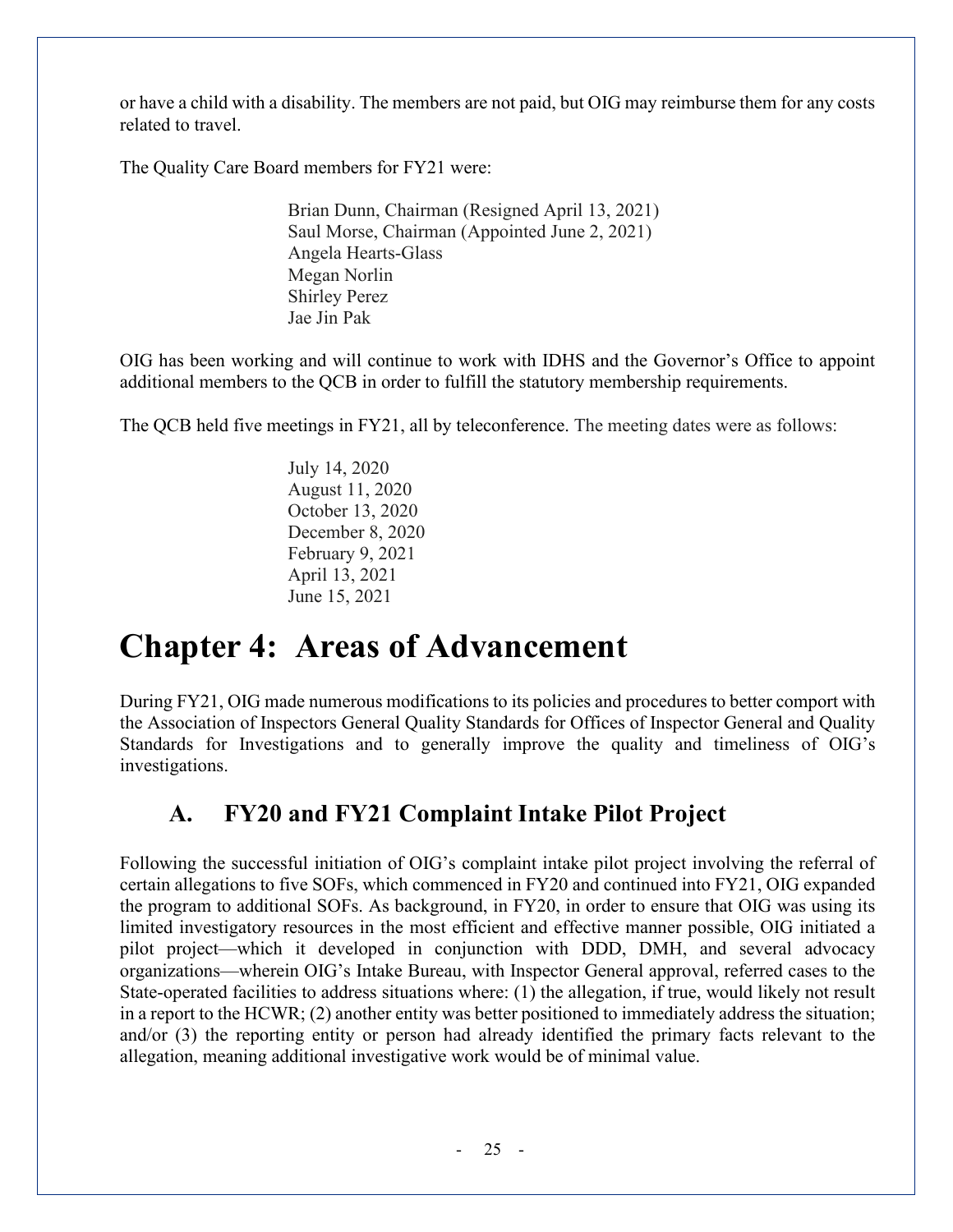or have a child with a disability. The members are not paid, but OIG may reimburse them for any costs related to travel.

The Quality Care Board members for FY21 were:

Brian Dunn, Chairman (Resigned April 13, 2021)
Saul Morse, Chairman (Appointed June 2, 2021)
Angela Hearts-Glass
Megan Norlin
Shirley Perez
Jae Jin Pak

OIG has been working and will continue to work with IDHS and the Governor's Office to appoint additional members to the QCB in order to fulfill the statutory membership requirements.

The QCB held five meetings in FY21, all by teleconference. The meeting dates were as follows:

July 14, 2020
August 11, 2020
October 13, 2020
December 8, 2020
February 9, 2021
April 13, 2021
June 15, 2021

# Chapter 4: Areas of Advancement

During FY21, OIG made numerous modifications to its policies and procedures to better comport with the Association of Inspectors General Quality Standards for Offices of Inspector General and Quality Standards for Investigations and to generally improve the quality and timeliness of OIG's investigations.

## A. FY20 and FY21 Complaint Intake Pilot Project

Following the successful initiation of OIG's complaint intake pilot project involving the referral of certain allegations to five SOFs, which commenced in FY20 and continued into FY21, OIG expanded the program to additional SOFs. As background, in FY20, in order to ensure that OIG was using its limited investigatory resources in the most efficient and effective manner possible, OIG initiated a pilot project—which it developed in conjunction with DDD, DMH, and several advocacy organizations—wherein OIG's Intake Bureau, with Inspector General approval, referred cases to the State-operated facilities to address situations where: (1) the allegation, if true, would likely not result in a report to the HCWR; (2) another entity was better positioned to immediately address the situation; and/or (3) the reporting entity or person had already identified the primary facts relevant to the allegation, meaning additional investigative work would be of minimal value.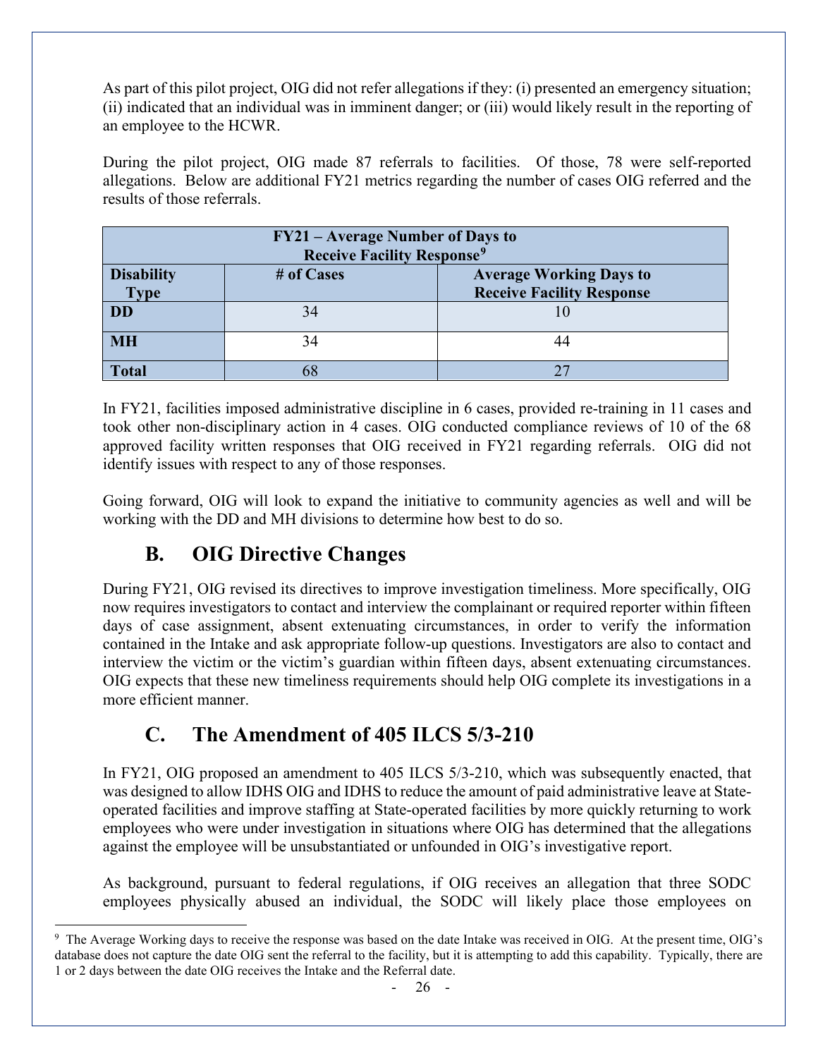As part of this pilot project, OIG did not refer allegations if they: (i) presented an emergency situation; (ii) indicated that an individual was in imminent danger; or (iii) would likely result in the reporting of an employee to the HCWR.

During the pilot project, OIG made 87 referrals to facilities. Of those, 78 were self-reported allegations. Below are additional FY21 metrics regarding the number of cases OIG referred and the results of those referrals.

| FY21 – Average Number of Days to Receive Facility Response[9] | | |
|---|---|---|
| **Disability Type** | **# of Cases** | **Average Working Days to Receive Facility Response** |
| **DD** | 34 | 10 |
| **MH** | 34 | 44 |
| **Total** | 68 | 27 |

In FY21, facilities imposed administrative discipline in 6 cases, provided re-training in 11 cases and took other non-disciplinary action in 4 cases. OIG conducted compliance reviews of 10 of the 68 approved facility written responses that OIG received in FY21 regarding referrals. OIG did not identify issues with respect to any of those responses.

Going forward, OIG will look to expand the initiative to community agencies as well and will be working with the DD and MH divisions to determine how best to do so.

## B. OIG Directive Changes

During FY21, OIG revised its directives to improve investigation timeliness. More specifically, OIG now requires investigators to contact and interview the complainant or required reporter within fifteen days of case assignment, absent extenuating circumstances, in order to verify the information contained in the Intake and ask appropriate follow-up questions. Investigators are also to contact and interview the victim or the victim's guardian within fifteen days, absent extenuating circumstances. OIG expects that these new timeliness requirements should help OIG complete its investigations in a more efficient manner.

## C. The Amendment of 405 ILCS 5/3-210

In FY21, OIG proposed an amendment to 405 ILCS 5/3-210, which was subsequently enacted, that was designed to allow IDHS OIG and IDHS to reduce the amount of paid administrative leave at State-operated facilities and improve staffing at State-operated facilities by more quickly returning to work employees who were under investigation in situations where OIG has determined that the allegations against the employee will be unsubstantiated or unfounded in OIG's investigative report.

As background, pursuant to federal regulations, if OIG receives an allegation that three SODC employees physically abused an individual, the SODC will likely place those employees on

[9] The Average Working days to receive the response was based on the date Intake was received in OIG. At the present time, OIG's database does not capture the date OIG sent the referral to the facility, but it is attempting to add this capability. Typically, there are 1 or 2 days between the date OIG receives the Intake and the Referral date.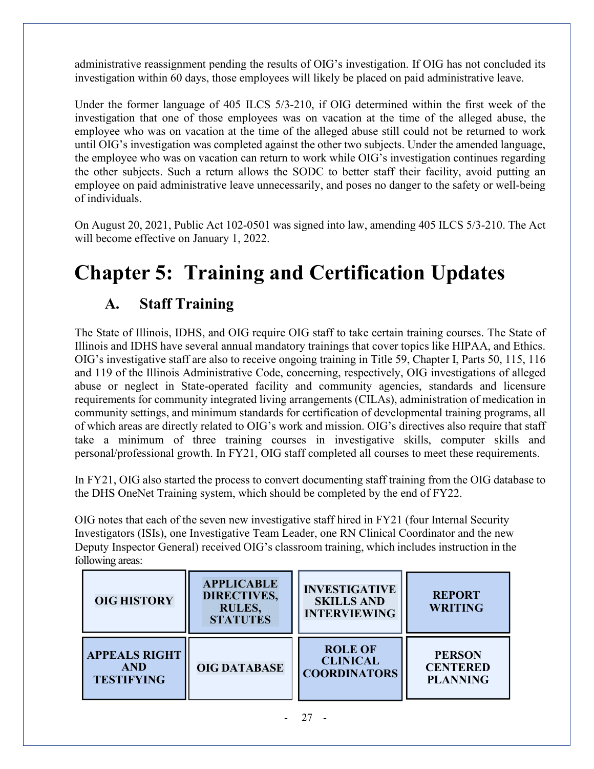administrative reassignment pending the results of OIG's investigation. If OIG has not concluded its investigation within 60 days, those employees will likely be placed on paid administrative leave.

Under the former language of 405 ILCS 5/3-210, if OIG determined within the first week of the investigation that one of those employees was on vacation at the time of the alleged abuse, the employee who was on vacation at the time of the alleged abuse still could not be returned to work until OIG's investigation was completed against the other two subjects. Under the amended language, the employee who was on vacation can return to work while OIG's investigation continues regarding the other subjects. Such a return allows the SODC to better staff their facility, avoid putting an employee on paid administrative leave unnecessarily, and poses no danger to the safety or well-being of individuals.

On August 20, 2021, Public Act 102-0501 was signed into law, amending 405 ILCS 5/3-210. The Act will become effective on January 1, 2022.

# Chapter 5: Training and Certification Updates

## A. Staff Training

The State of Illinois, IDHS, and OIG require OIG staff to take certain training courses. The State of Illinois and IDHS have several annual mandatory trainings that cover topics like HIPAA, and Ethics. OIG's investigative staff are also to receive ongoing training in Title 59, Chapter I, Parts 50, 115, 116 and 119 of the Illinois Administrative Code, concerning, respectively, OIG investigations of alleged abuse or neglect in State-operated facility and community agencies, standards and licensure requirements for community integrated living arrangements (CILAs), administration of medication in community settings, and minimum standards for certification of developmental training programs, all of which areas are directly related to OIG's work and mission. OIG's directives also require that staff take a minimum of three training courses in investigative skills, computer skills and personal/professional growth. In FY21, OIG staff completed all courses to meet these requirements.

In FY21, OIG also started the process to convert documenting staff training from the OIG database to the DHS OneNet Training system, which should be completed by the end of FY22.

OIG notes that each of the seven new investigative staff hired in FY21 (four Internal Security Investigators (ISIs), one Investigative Team Leader, one RN Clinical Coordinator and the new Deputy Inspector General) received OIG's classroom training, which includes instruction in the following areas:

| OIG HISTORY | APPLICABLE DIRECTIVES, RULES, STATUTES | INVESTIGATIVE SKILLS AND INTERVIEWING | REPORT WRITING |
|---|---|---|---|
| APPEALS RIGHT AND TESTIFYING | OIG DATABASE | ROLE OF CLINICAL COORDINATORS | PERSON CENTERED PLANNING |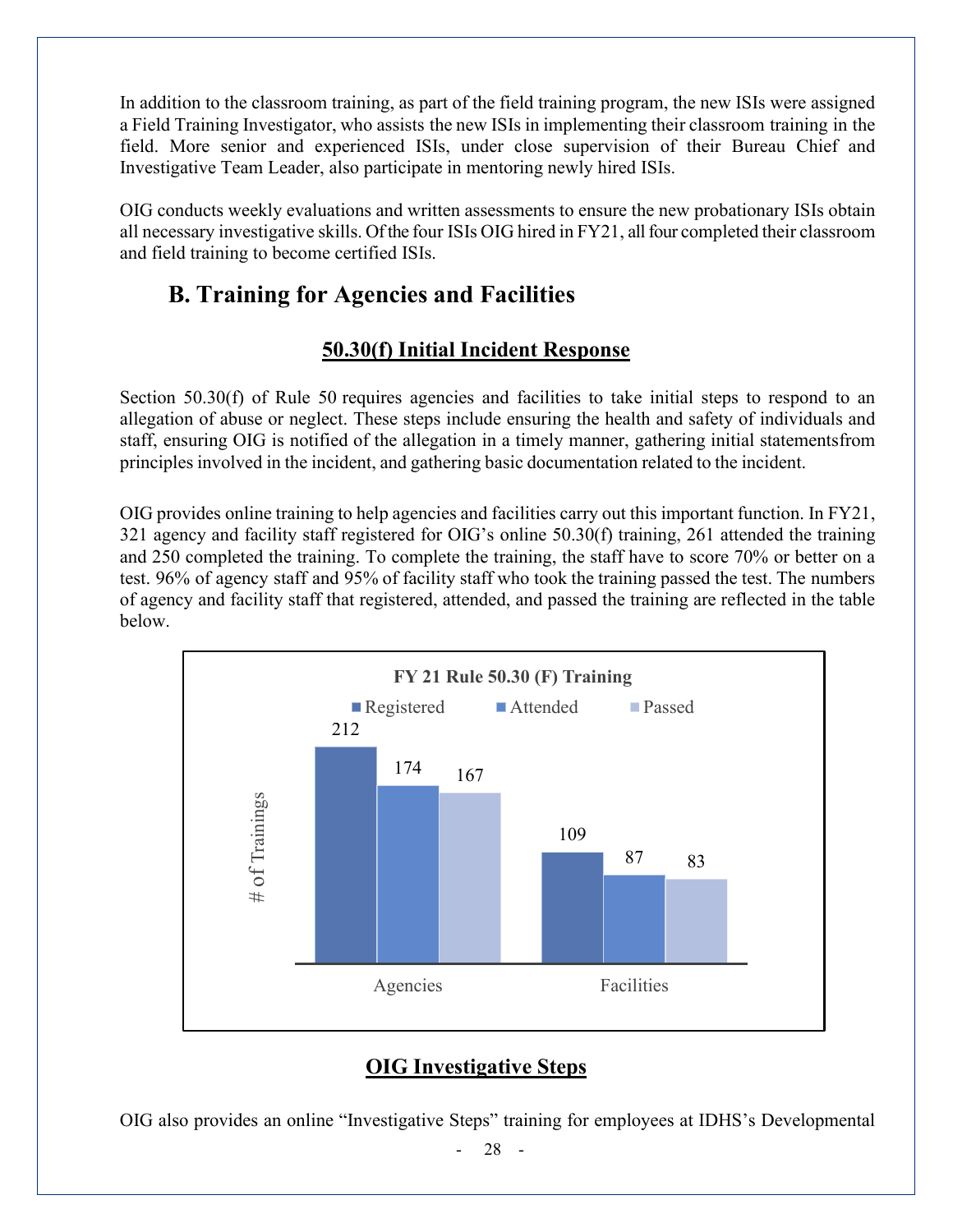In addition to the classroom training, as part of the field training program, the new ISIs were assigned a Field Training Investigator, who assists the new ISIs in implementing their classroom training in the field. More senior and experienced ISIs, under close supervision of their Bureau Chief and Investigative Team Leader, also participate in mentoring newly hired ISIs.

OIG conducts weekly evaluations and written assessments to ensure the new probationary ISIs obtain all necessary investigative skills. Of the four ISIs OIG hired in FY21, all four completed their classroom and field training to become certified ISIs.

## B. Training for Agencies and Facilities

### 50.30(f) Initial Incident Response

Section 50.30(f) of Rule 50 requires agencies and facilities to take initial steps to respond to an allegation of abuse or neglect. These steps include ensuring the health and safety of individuals and staff, ensuring OIG is notified of the allegation in a timely manner, gathering initial statementsfrom principles involved in the incident, and gathering basic documentation related to the incident.

OIG provides online training to help agencies and facilities carry out this important function. In FY21, 321 agency and facility staff registered for OIG's online 50.30(f) training, 261 attended the training and 250 completed the training. To complete the training, the staff have to score 70% or better on a test. 96% of agency staff and 95% of facility staff who took the training passed the test. The numbers of agency and facility staff that registered, attended, and passed the training are reflected in the table below.

**FY 21 Rule 50.30 (F) Training**

| # of Trainings | Registered | Attended | Passed |
|---|---|---|---|
| Agencies | 212 | 174 | 167 |
| Facilities | 109 | 87 | 83 |

### OIG Investigative Steps

OIG also provides an online "Investigative Steps" training for employees at IDHS's Developmental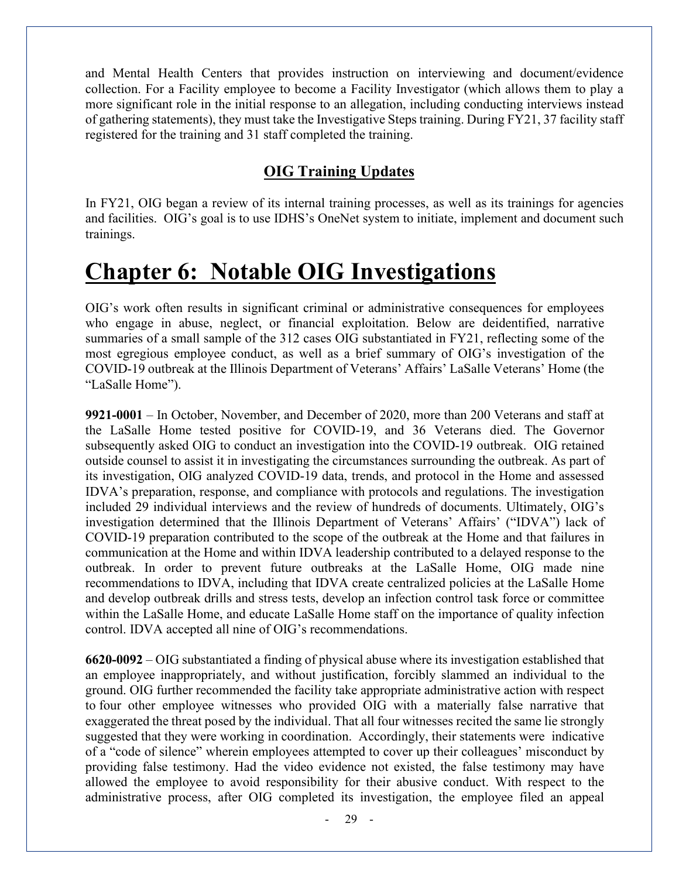and Mental Health Centers that provides instruction on interviewing and document/evidence collection. For a Facility employee to become a Facility Investigator (which allows them to play a more significant role in the initial response to an allegation, including conducting interviews instead of gathering statements), they must take the Investigative Steps training. During FY21, 37 facility staff registered for the training and 31 staff completed the training.

### OIG Training Updates

In FY21, OIG began a review of its internal training processes, as well as its trainings for agencies and facilities. OIG's goal is to use IDHS's OneNet system to initiate, implement and document such trainings.

# Chapter 6: Notable OIG Investigations

OIG's work often results in significant criminal or administrative consequences for employees who engage in abuse, neglect, or financial exploitation. Below are deidentified, narrative summaries of a small sample of the 312 cases OIG substantiated in FY21, reflecting some of the most egregious employee conduct, as well as a brief summary of OIG's investigation of the COVID-19 outbreak at the Illinois Department of Veterans' Affairs' LaSalle Veterans' Home (the "LaSalle Home").

**9921-0001** – In October, November, and December of 2020, more than 200 Veterans and staff at the LaSalle Home tested positive for COVID-19, and 36 Veterans died. The Governor subsequently asked OIG to conduct an investigation into the COVID-19 outbreak. OIG retained outside counsel to assist it in investigating the circumstances surrounding the outbreak. As part of its investigation, OIG analyzed COVID-19 data, trends, and protocol in the Home and assessed IDVA's preparation, response, and compliance with protocols and regulations. The investigation included 29 individual interviews and the review of hundreds of documents. Ultimately, OIG's investigation determined that the Illinois Department of Veterans' Affairs' ("IDVA") lack of COVID-19 preparation contributed to the scope of the outbreak at the Home and that failures in communication at the Home and within IDVA leadership contributed to a delayed response to the outbreak. In order to prevent future outbreaks at the LaSalle Home, OIG made nine recommendations to IDVA, including that IDVA create centralized policies at the LaSalle Home and develop outbreak drills and stress tests, develop an infection control task force or committee within the LaSalle Home, and educate LaSalle Home staff on the importance of quality infection control. IDVA accepted all nine of OIG's recommendations.

**6620-0092** – OIG substantiated a finding of physical abuse where its investigation established that an employee inappropriately, and without justification, forcibly slammed an individual to the ground. OIG further recommended the facility take appropriate administrative action with respect to four other employee witnesses who provided OIG with a materially false narrative that exaggerated the threat posed by the individual. That all four witnesses recited the same lie strongly suggested that they were working in coordination. Accordingly, their statements were indicative of a "code of silence" wherein employees attempted to cover up their colleagues' misconduct by providing false testimony. Had the video evidence not existed, the false testimony may have allowed the employee to avoid responsibility for their abusive conduct. With respect to the administrative process, after OIG completed its investigation, the employee filed an appeal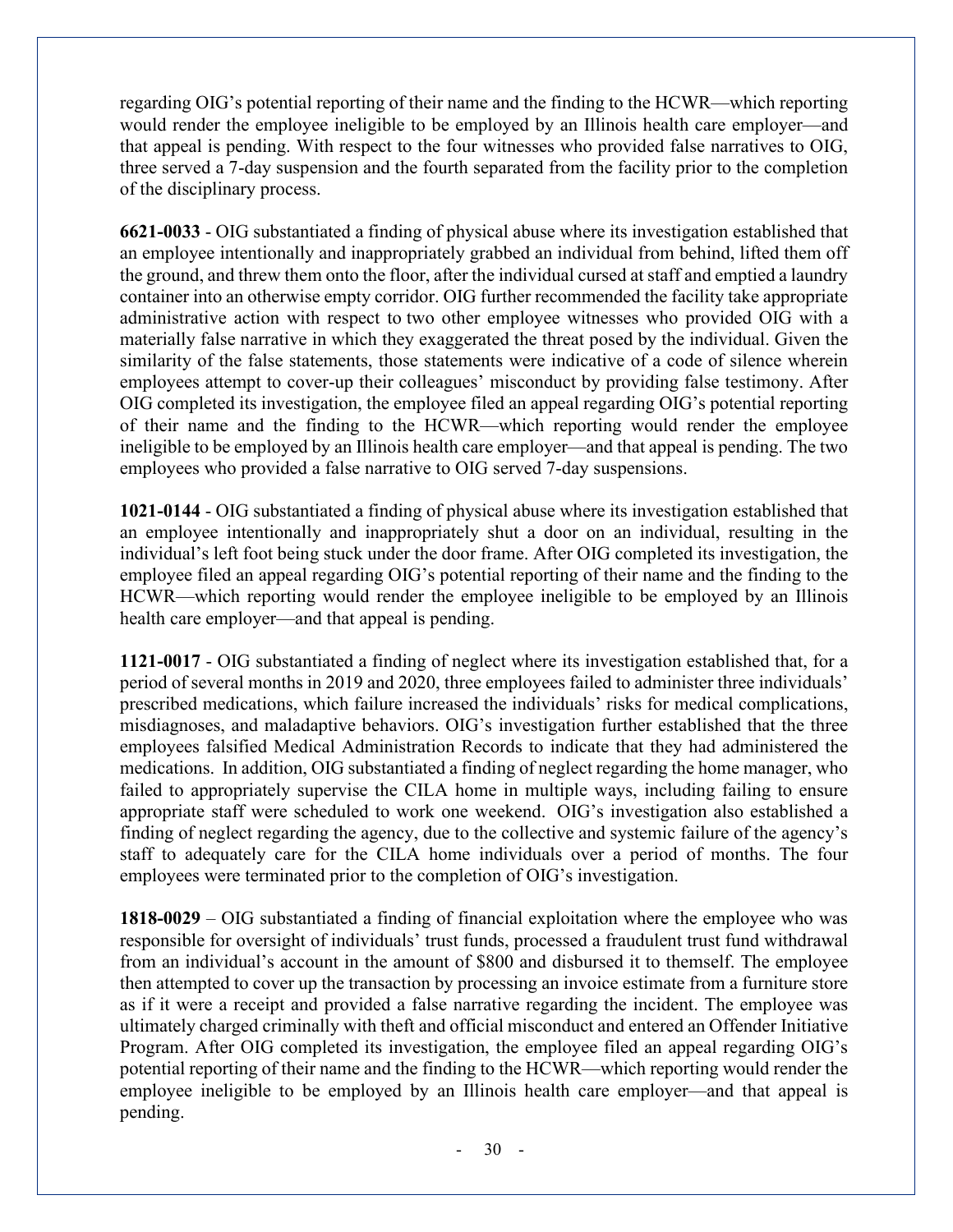regarding OIG's potential reporting of their name and the finding to the HCWR—which reporting would render the employee ineligible to be employed by an Illinois health care employer—and that appeal is pending. With respect to the four witnesses who provided false narratives to OIG, three served a 7-day suspension and the fourth separated from the facility prior to the completion of the disciplinary process.

**6621-0033** - OIG substantiated a finding of physical abuse where its investigation established that an employee intentionally and inappropriately grabbed an individual from behind, lifted them off the ground, and threw them onto the floor, after the individual cursed at staff and emptied a laundry container into an otherwise empty corridor. OIG further recommended the facility take appropriate administrative action with respect to two other employee witnesses who provided OIG with a materially false narrative in which they exaggerated the threat posed by the individual. Given the similarity of the false statements, those statements were indicative of a code of silence wherein employees attempt to cover-up their colleagues' misconduct by providing false testimony. After OIG completed its investigation, the employee filed an appeal regarding OIG's potential reporting of their name and the finding to the HCWR—which reporting would render the employee ineligible to be employed by an Illinois health care employer—and that appeal is pending. The two employees who provided a false narrative to OIG served 7-day suspensions.

**1021-0144** - OIG substantiated a finding of physical abuse where its investigation established that an employee intentionally and inappropriately shut a door on an individual, resulting in the individual's left foot being stuck under the door frame. After OIG completed its investigation, the employee filed an appeal regarding OIG's potential reporting of their name and the finding to the HCWR—which reporting would render the employee ineligible to be employed by an Illinois health care employer—and that appeal is pending.

**1121-0017** - OIG substantiated a finding of neglect where its investigation established that, for a period of several months in 2019 and 2020, three employees failed to administer three individuals' prescribed medications, which failure increased the individuals' risks for medical complications, misdiagnoses, and maladaptive behaviors. OIG's investigation further established that the three employees falsified Medical Administration Records to indicate that they had administered the medications. In addition, OIG substantiated a finding of neglect regarding the home manager, who failed to appropriately supervise the CILA home in multiple ways, including failing to ensure appropriate staff were scheduled to work one weekend. OIG's investigation also established a finding of neglect regarding the agency, due to the collective and systemic failure of the agency's staff to adequately care for the CILA home individuals over a period of months. The four employees were terminated prior to the completion of OIG's investigation.

**1818-0029** – OIG substantiated a finding of financial exploitation where the employee who was responsible for oversight of individuals' trust funds, processed a fraudulent trust fund withdrawal from an individual's account in the amount of $800 and disbursed it to themself. The employee then attempted to cover up the transaction by processing an invoice estimate from a furniture store as if it were a receipt and provided a false narrative regarding the incident. The employee was ultimately charged criminally with theft and official misconduct and entered an Offender Initiative Program. After OIG completed its investigation, the employee filed an appeal regarding OIG's potential reporting of their name and the finding to the HCWR—which reporting would render the employee ineligible to be employed by an Illinois health care employer—and that appeal is pending.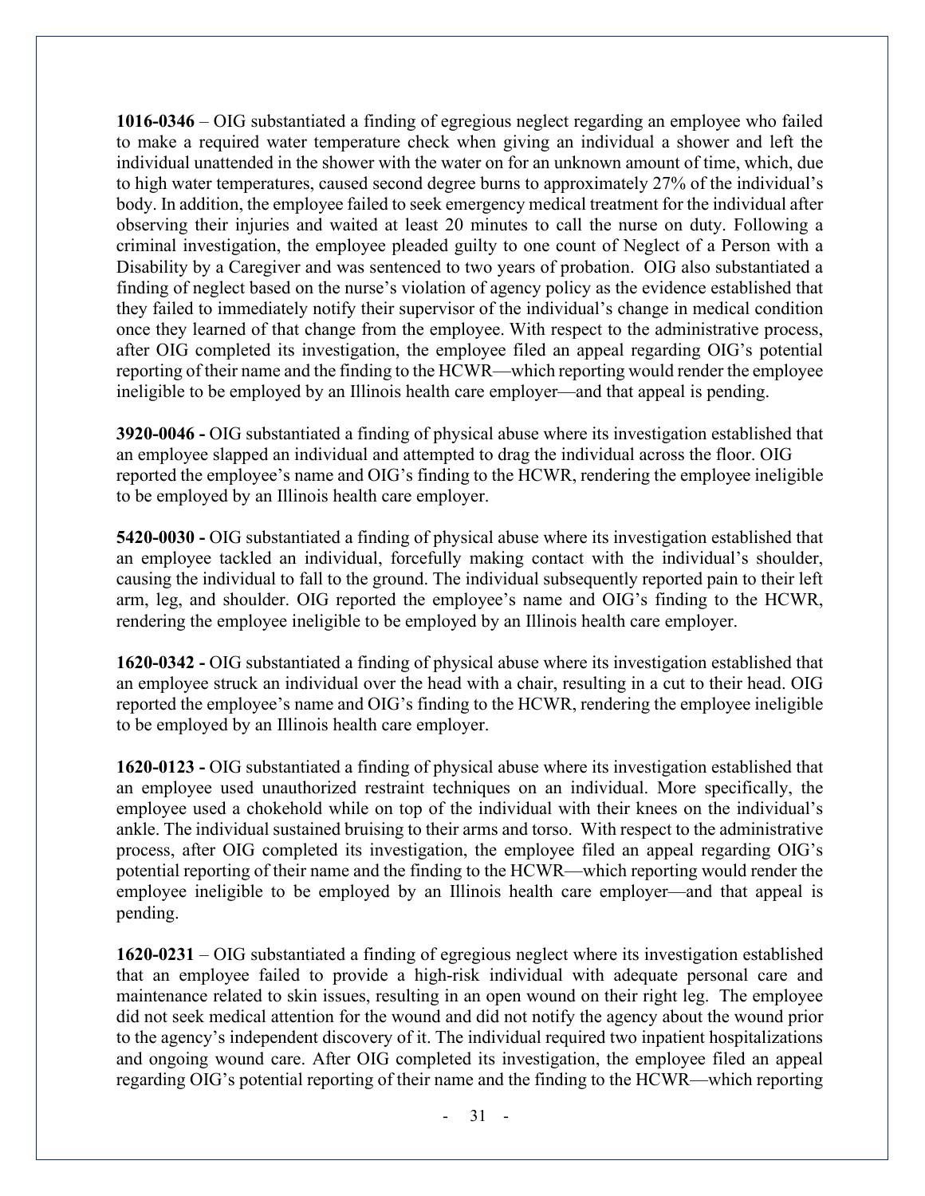**1016-0346** – OIG substantiated a finding of egregious neglect regarding an employee who failed to make a required water temperature check when giving an individual a shower and left the individual unattended in the shower with the water on for an unknown amount of time, which, due to high water temperatures, caused second degree burns to approximately 27% of the individual's body. In addition, the employee failed to seek emergency medical treatment for the individual after observing their injuries and waited at least 20 minutes to call the nurse on duty. Following a criminal investigation, the employee pleaded guilty to one count of Neglect of a Person with a Disability by a Caregiver and was sentenced to two years of probation. OIG also substantiated a finding of neglect based on the nurse's violation of agency policy as the evidence established that they failed to immediately notify their supervisor of the individual's change in medical condition once they learned of that change from the employee. With respect to the administrative process, after OIG completed its investigation, the employee filed an appeal regarding OIG's potential reporting of their name and the finding to the HCWR—which reporting would render the employee ineligible to be employed by an Illinois health care employer—and that appeal is pending.

**3920-0046 -** OIG substantiated a finding of physical abuse where its investigation established that an employee slapped an individual and attempted to drag the individual across the floor. OIG reported the employee's name and OIG's finding to the HCWR, rendering the employee ineligible to be employed by an Illinois health care employer.

**5420-0030 -** OIG substantiated a finding of physical abuse where its investigation established that an employee tackled an individual, forcefully making contact with the individual's shoulder, causing the individual to fall to the ground. The individual subsequently reported pain to their left arm, leg, and shoulder. OIG reported the employee's name and OIG's finding to the HCWR, rendering the employee ineligible to be employed by an Illinois health care employer.

**1620-0342 -** OIG substantiated a finding of physical abuse where its investigation established that an employee struck an individual over the head with a chair, resulting in a cut to their head. OIG reported the employee's name and OIG's finding to the HCWR, rendering the employee ineligible to be employed by an Illinois health care employer.

**1620-0123 -** OIG substantiated a finding of physical abuse where its investigation established that an employee used unauthorized restraint techniques on an individual. More specifically, the employee used a chokehold while on top of the individual with their knees on the individual's ankle. The individual sustained bruising to their arms and torso. With respect to the administrative process, after OIG completed its investigation, the employee filed an appeal regarding OIG's potential reporting of their name and the finding to the HCWR—which reporting would render the employee ineligible to be employed by an Illinois health care employer—and that appeal is pending.

**1620-0231** – OIG substantiated a finding of egregious neglect where its investigation established that an employee failed to provide a high-risk individual with adequate personal care and maintenance related to skin issues, resulting in an open wound on their right leg. The employee did not seek medical attention for the wound and did not notify the agency about the wound prior to the agency's independent discovery of it. The individual required two inpatient hospitalizations and ongoing wound care. After OIG completed its investigation, the employee filed an appeal regarding OIG's potential reporting of their name and the finding to the HCWR—which reporting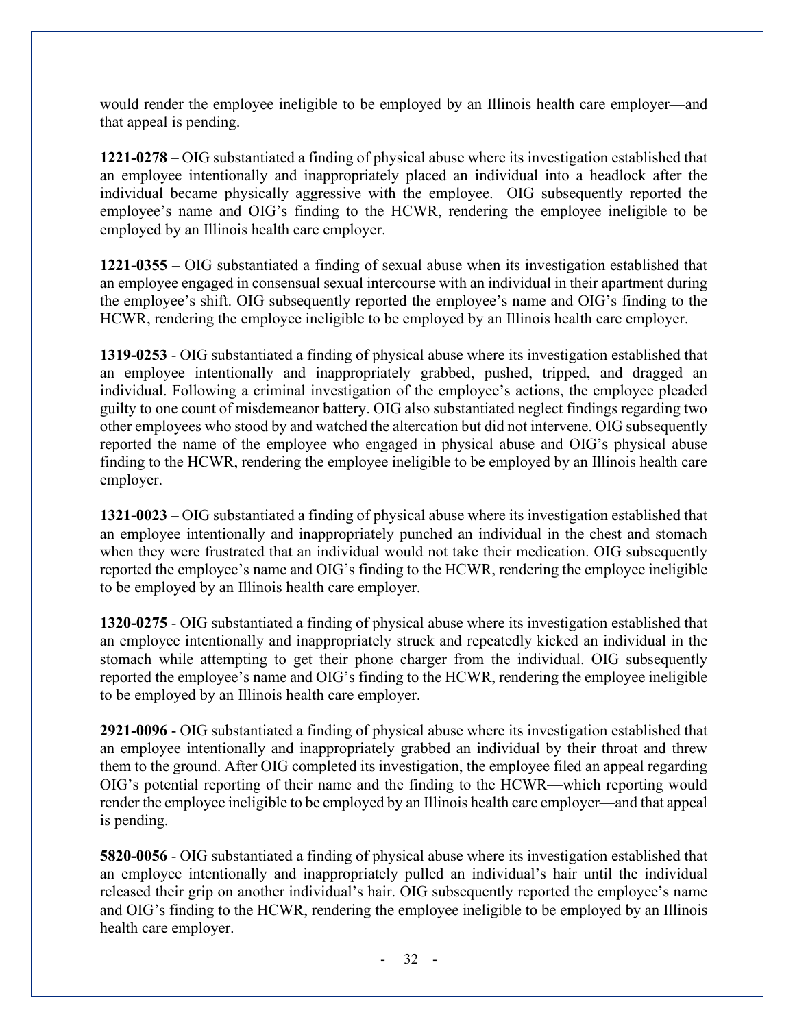would render the employee ineligible to be employed by an Illinois health care employer—and that appeal is pending.

**1221-0278** – OIG substantiated a finding of physical abuse where its investigation established that an employee intentionally and inappropriately placed an individual into a headlock after the individual became physically aggressive with the employee. OIG subsequently reported the employee's name and OIG's finding to the HCWR, rendering the employee ineligible to be employed by an Illinois health care employer.

**1221-0355** – OIG substantiated a finding of sexual abuse when its investigation established that an employee engaged in consensual sexual intercourse with an individual in their apartment during the employee's shift. OIG subsequently reported the employee's name and OIG's finding to the HCWR, rendering the employee ineligible to be employed by an Illinois health care employer.

**1319-0253** - OIG substantiated a finding of physical abuse where its investigation established that an employee intentionally and inappropriately grabbed, pushed, tripped, and dragged an individual. Following a criminal investigation of the employee's actions, the employee pleaded guilty to one count of misdemeanor battery. OIG also substantiated neglect findings regarding two other employees who stood by and watched the altercation but did not intervene. OIG subsequently reported the name of the employee who engaged in physical abuse and OIG's physical abuse finding to the HCWR, rendering the employee ineligible to be employed by an Illinois health care employer.

**1321-0023** – OIG substantiated a finding of physical abuse where its investigation established that an employee intentionally and inappropriately punched an individual in the chest and stomach when they were frustrated that an individual would not take their medication. OIG subsequently reported the employee's name and OIG's finding to the HCWR, rendering the employee ineligible to be employed by an Illinois health care employer.

**1320-0275** - OIG substantiated a finding of physical abuse where its investigation established that an employee intentionally and inappropriately struck and repeatedly kicked an individual in the stomach while attempting to get their phone charger from the individual. OIG subsequently reported the employee's name and OIG's finding to the HCWR, rendering the employee ineligible to be employed by an Illinois health care employer.

**2921-0096** - OIG substantiated a finding of physical abuse where its investigation established that an employee intentionally and inappropriately grabbed an individual by their throat and threw them to the ground. After OIG completed its investigation, the employee filed an appeal regarding OIG's potential reporting of their name and the finding to the HCWR—which reporting would render the employee ineligible to be employed by an Illinois health care employer—and that appeal is pending.

**5820-0056** - OIG substantiated a finding of physical abuse where its investigation established that an employee intentionally and inappropriately pulled an individual's hair until the individual released their grip on another individual's hair. OIG subsequently reported the employee's name and OIG's finding to the HCWR, rendering the employee ineligible to be employed by an Illinois health care employer.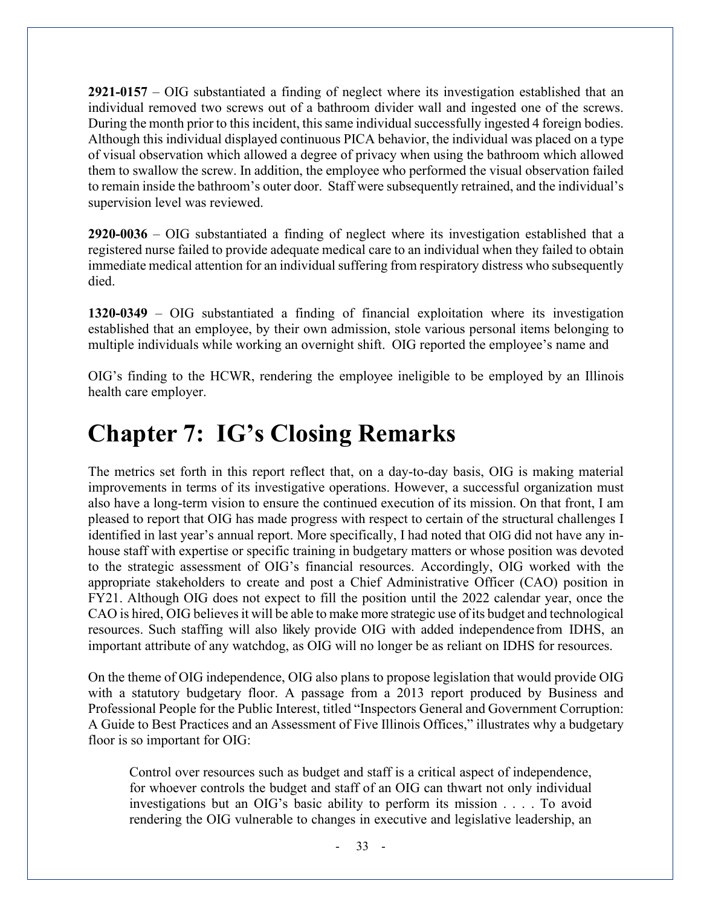**2921-0157** – OIG substantiated a finding of neglect where its investigation established that an individual removed two screws out of a bathroom divider wall and ingested one of the screws. During the month prior to this incident, this same individual successfully ingested 4 foreign bodies. Although this individual displayed continuous PICA behavior, the individual was placed on a type of visual observation which allowed a degree of privacy when using the bathroom which allowed them to swallow the screw. In addition, the employee who performed the visual observation failed to remain inside the bathroom's outer door. Staff were subsequently retrained, and the individual's supervision level was reviewed.

**2920-0036** – OIG substantiated a finding of neglect where its investigation established that a registered nurse failed to provide adequate medical care to an individual when they failed to obtain immediate medical attention for an individual suffering from respiratory distress who subsequently died.

**1320-0349** – OIG substantiated a finding of financial exploitation where its investigation established that an employee, by their own admission, stole various personal items belonging to multiple individuals while working an overnight shift. OIG reported the employee's name and

OIG's finding to the HCWR, rendering the employee ineligible to be employed by an Illinois health care employer.

# Chapter 7: IG's Closing Remarks

The metrics set forth in this report reflect that, on a day-to-day basis, OIG is making material improvements in terms of its investigative operations. However, a successful organization must also have a long-term vision to ensure the continued execution of its mission. On that front, I am pleased to report that OIG has made progress with respect to certain of the structural challenges I identified in last year's annual report. More specifically, I had noted that OIG did not have any in-house staff with expertise or specific training in budgetary matters or whose position was devoted to the strategic assessment of OIG's financial resources. Accordingly, OIG worked with the appropriate stakeholders to create and post a Chief Administrative Officer (CAO) position in FY21. Although OIG does not expect to fill the position until the 2022 calendar year, once the CAO is hired, OIG believes it will be able to make more strategic use of its budget and technological resources. Such staffing will also likely provide OIG with added independence from IDHS, an important attribute of any watchdog, as OIG will no longer be as reliant on IDHS for resources.

On the theme of OIG independence, OIG also plans to propose legislation that would provide OIG with a statutory budgetary floor. A passage from a 2013 report produced by Business and Professional People for the Public Interest, titled "Inspectors General and Government Corruption: A Guide to Best Practices and an Assessment of Five Illinois Offices," illustrates why a budgetary floor is so important for OIG:

> Control over resources such as budget and staff is a critical aspect of independence, for whoever controls the budget and staff of an OIG can thwart not only individual investigations but an OIG's basic ability to perform its mission . . . . To avoid rendering the OIG vulnerable to changes in executive and legislative leadership, an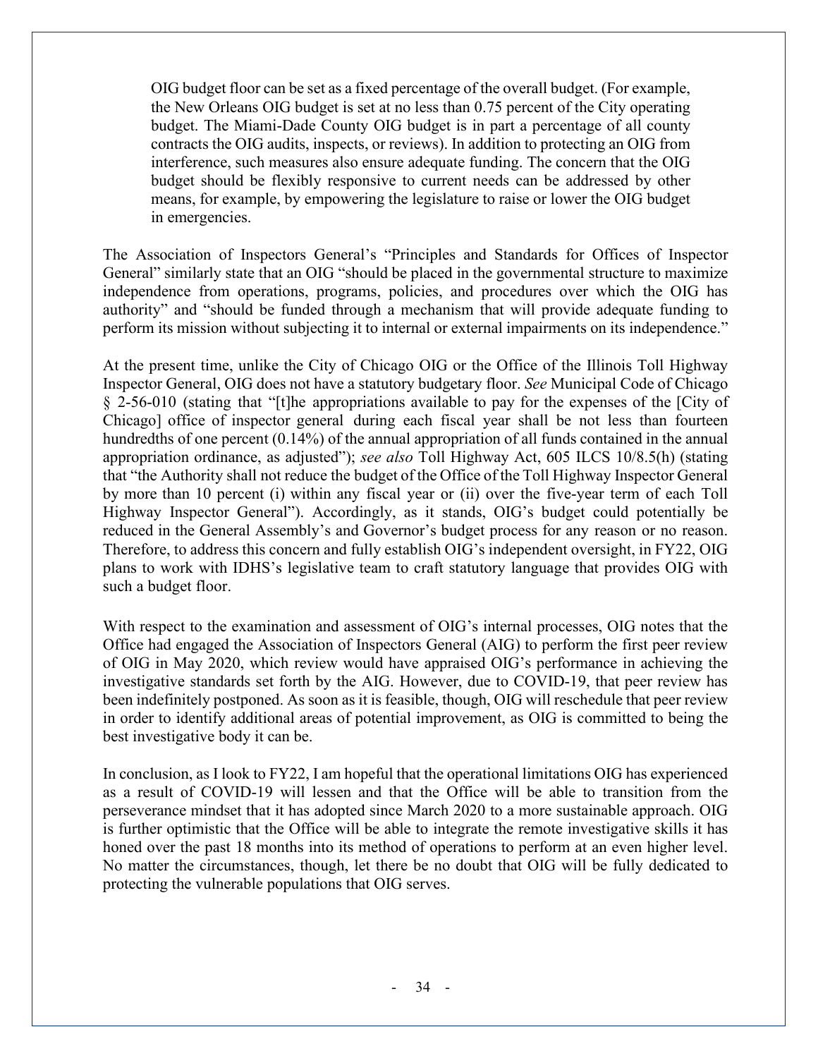> OIG budget floor can be set as a fixed percentage of the overall budget. (For example, the New Orleans OIG budget is set at no less than 0.75 percent of the City operating budget. The Miami-Dade County OIG budget is in part a percentage of all county contracts the OIG audits, inspects, or reviews). In addition to protecting an OIG from interference, such measures also ensure adequate funding. The concern that the OIG budget should be flexibly responsive to current needs can be addressed by other means, for example, by empowering the legislature to raise or lower the OIG budget in emergencies.

The Association of Inspectors General's "Principles and Standards for Offices of Inspector General" similarly state that an OIG "should be placed in the governmental structure to maximize independence from operations, programs, policies, and procedures over which the OIG has authority" and "should be funded through a mechanism that will provide adequate funding to perform its mission without subjecting it to internal or external impairments on its independence."

At the present time, unlike the City of Chicago OIG or the Office of the Illinois Toll Highway Inspector General, OIG does not have a statutory budgetary floor. *See* Municipal Code of Chicago § 2-56-010 (stating that "[t]he appropriations available to pay for the expenses of the [City of Chicago] office of inspector general during each fiscal year shall be not less than fourteen hundredths of one percent (0.14%) of the annual appropriation of all funds contained in the annual appropriation ordinance, as adjusted"); *see also* Toll Highway Act, 605 ILCS 10/8.5(h) (stating that "the Authority shall not reduce the budget of the Office of the Toll Highway Inspector General by more than 10 percent (i) within any fiscal year or (ii) over the five-year term of each Toll Highway Inspector General"). Accordingly, as it stands, OIG's budget could potentially be reduced in the General Assembly's and Governor's budget process for any reason or no reason. Therefore, to address this concern and fully establish OIG's independent oversight, in FY22, OIG plans to work with IDHS's legislative team to craft statutory language that provides OIG with such a budget floor.

With respect to the examination and assessment of OIG's internal processes, OIG notes that the Office had engaged the Association of Inspectors General (AIG) to perform the first peer review of OIG in May 2020, which review would have appraised OIG's performance in achieving the investigative standards set forth by the AIG. However, due to COVID-19, that peer review has been indefinitely postponed. As soon as it is feasible, though, OIG will reschedule that peer review in order to identify additional areas of potential improvement, as OIG is committed to being the best investigative body it can be.

In conclusion, as I look to FY22, I am hopeful that the operational limitations OIG has experienced as a result of COVID-19 will lessen and that the Office will be able to transition from the perseverance mindset that it has adopted since March 2020 to a more sustainable approach. OIG is further optimistic that the Office will be able to integrate the remote investigative skills it has honed over the past 18 months into its method of operations to perform at an even higher level. No matter the circumstances, though, let there be no doubt that OIG will be fully dedicated to protecting the vulnerable populations that OIG serves.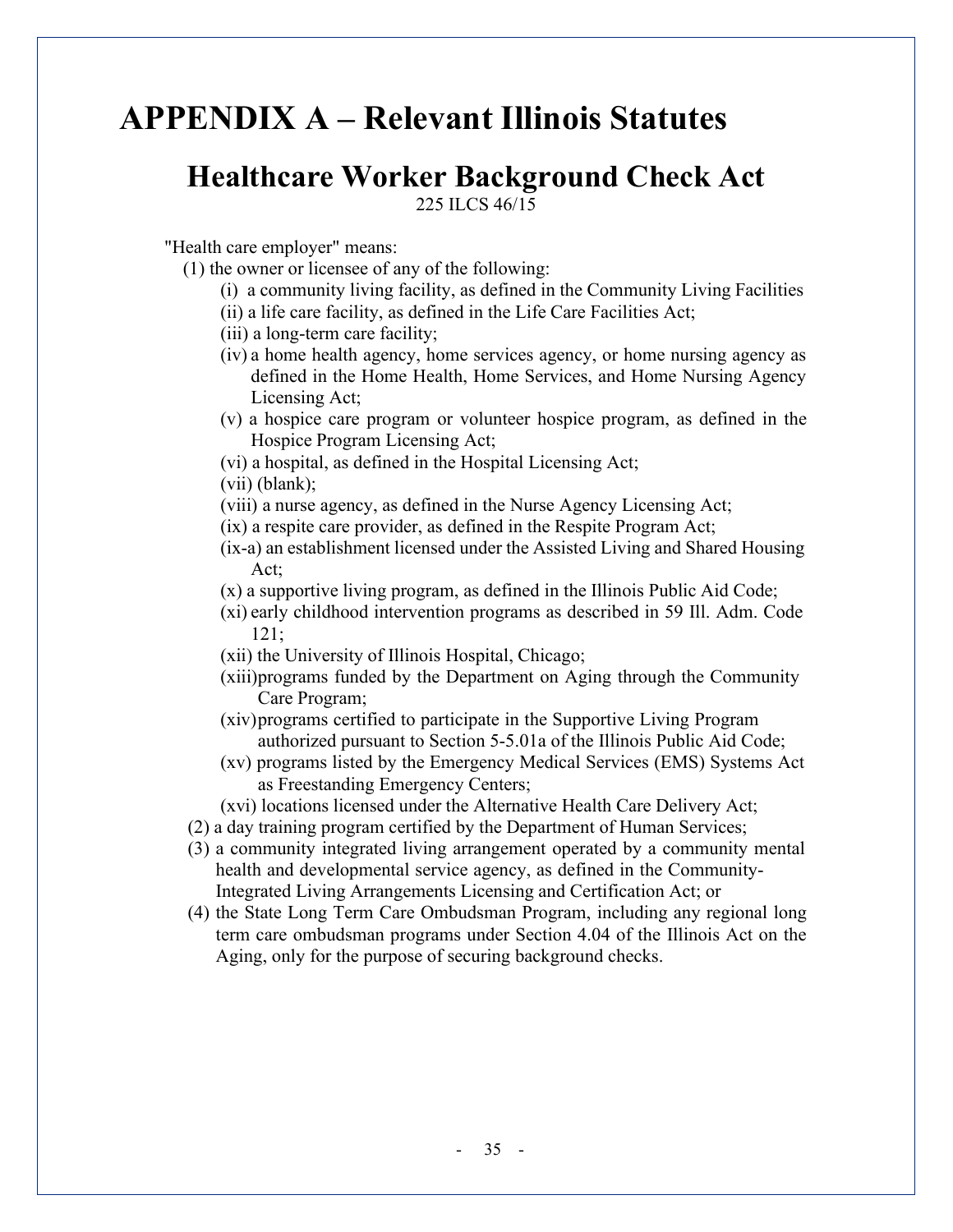# APPENDIX A – Relevant Illinois Statutes

## Healthcare Worker Background Check Act

225 ILCS 46/15

"Health care employer" means:

(1) the owner or licensee of any of the following:

- (i) a community living facility, as defined in the Community Living Facilities
- (ii) a life care facility, as defined in the Life Care Facilities Act;
- (iii) a long-term care facility;
- (iv) a home health agency, home services agency, or home nursing agency as defined in the Home Health, Home Services, and Home Nursing Agency Licensing Act;
- (v) a hospice care program or volunteer hospice program, as defined in the Hospice Program Licensing Act;
- (vi) a hospital, as defined in the Hospital Licensing Act;
- (vii) (blank);
- (viii) a nurse agency, as defined in the Nurse Agency Licensing Act;
- (ix) a respite care provider, as defined in the Respite Program Act;
- (ix-a) an establishment licensed under the Assisted Living and Shared Housing Act;
- (x) a supportive living program, as defined in the Illinois Public Aid Code;
- (xi) early childhood intervention programs as described in 59 Ill. Adm. Code 121;
- (xii) the University of Illinois Hospital, Chicago;
- (xiii) programs funded by the Department on Aging through the Community Care Program;
- (xiv) programs certified to participate in the Supportive Living Program authorized pursuant to Section 5-5.01a of the Illinois Public Aid Code;
- (xv) programs listed by the Emergency Medical Services (EMS) Systems Act as Freestanding Emergency Centers;
- (xvi) locations licensed under the Alternative Health Care Delivery Act;

(2) a day training program certified by the Department of Human Services;

(3) a community integrated living arrangement operated by a community mental health and developmental service agency, as defined in the Community-Integrated Living Arrangements Licensing and Certification Act; or

(4) the State Long Term Care Ombudsman Program, including any regional long term care ombudsman programs under Section 4.04 of the Illinois Act on the Aging, only for the purpose of securing background checks.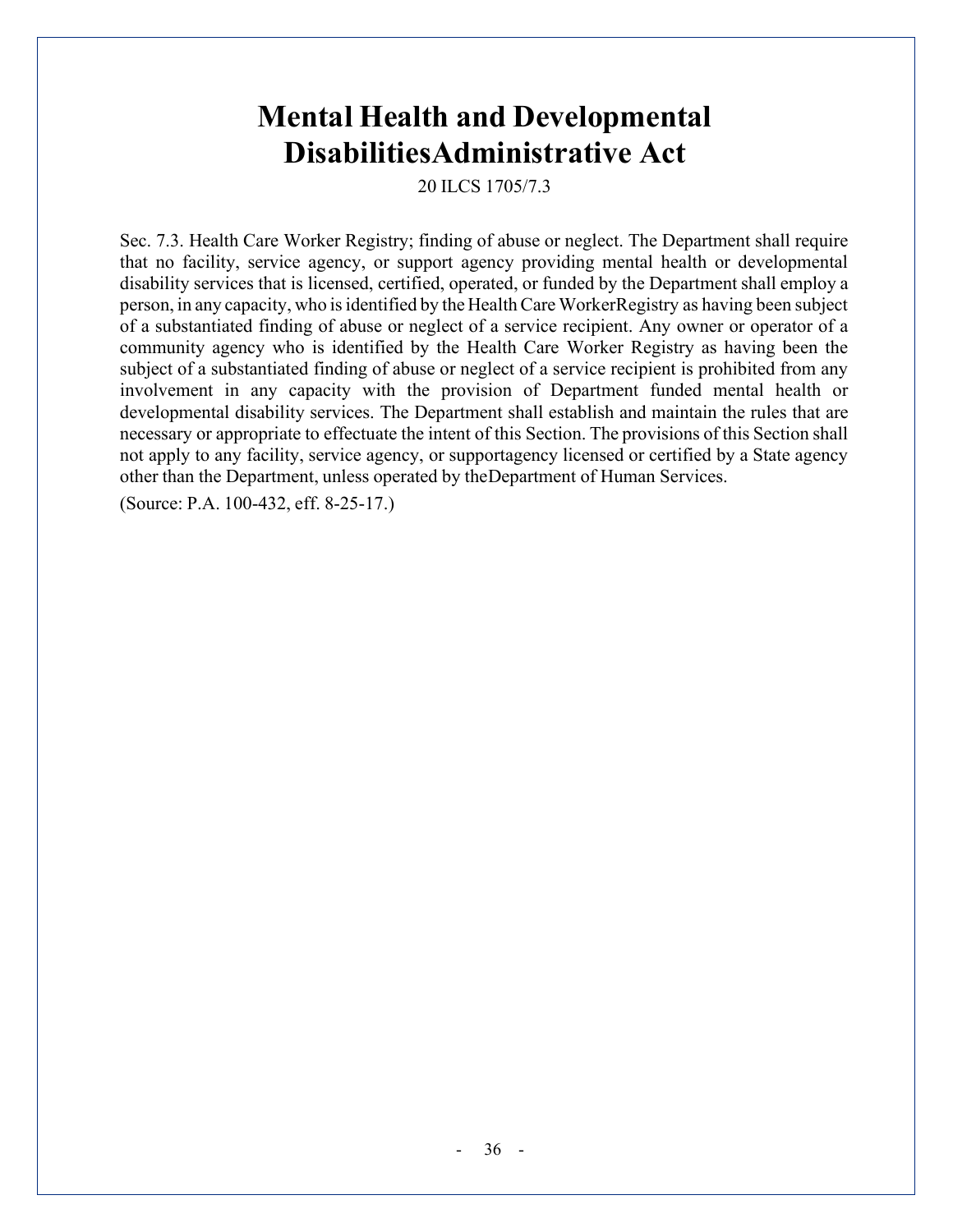# Mental Health and Developmental DisabilitiesAdministrative Act

20 ILCS 1705/7.3

Sec. 7.3. Health Care Worker Registry; finding of abuse or neglect. The Department shall require that no facility, service agency, or support agency providing mental health or developmental disability services that is licensed, certified, operated, or funded by the Department shall employ a person, in any capacity, who is identified by the Health Care WorkerRegistry as having been subject of a substantiated finding of abuse or neglect of a service recipient. Any owner or operator of a community agency who is identified by the Health Care Worker Registry as having been the subject of a substantiated finding of abuse or neglect of a service recipient is prohibited from any involvement in any capacity with the provision of Department funded mental health or developmental disability services. The Department shall establish and maintain the rules that are necessary or appropriate to effectuate the intent of this Section. The provisions of this Section shall not apply to any facility, service agency, or supportagency licensed or certified by a State agency other than the Department, unless operated by theDepartment of Human Services.

(Source: P.A. 100-432, eff. 8-25-17.)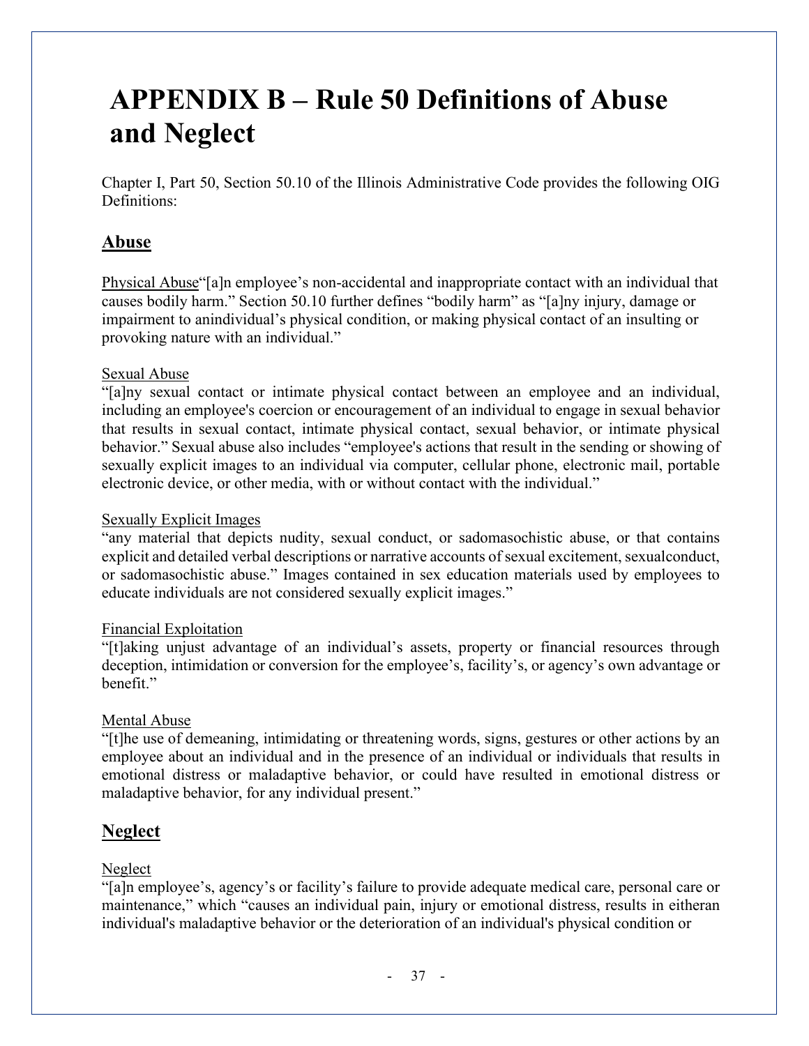# APPENDIX B – Rule 50 Definitions of Abuse and Neglect

Chapter I, Part 50, Section 50.10 of the Illinois Administrative Code provides the following OIG Definitions:

## Abuse

Physical Abuse"[a]n employee's non-accidental and inappropriate contact with an individual that causes bodily harm." Section 50.10 further defines "bodily harm" as "[a]ny injury, damage or impairment to anindividual's physical condition, or making physical contact of an insulting or provoking nature with an individual."

Sexual Abuse
"[a]ny sexual contact or intimate physical contact between an employee and an individual, including an employee's coercion or encouragement of an individual to engage in sexual behavior that results in sexual contact, intimate physical contact, sexual behavior, or intimate physical behavior." Sexual abuse also includes "employee's actions that result in the sending or showing of sexually explicit images to an individual via computer, cellular phone, electronic mail, portable electronic device, or other media, with or without contact with the individual."

Sexually Explicit Images
"any material that depicts nudity, sexual conduct, or sadomasochistic abuse, or that contains explicit and detailed verbal descriptions or narrative accounts of sexual excitement, sexualconduct, or sadomasochistic abuse." Images contained in sex education materials used by employees to educate individuals are not considered sexually explicit images."

Financial Exploitation
"[t]aking unjust advantage of an individual's assets, property or financial resources through deception, intimidation or conversion for the employee's, facility's, or agency's own advantage or benefit."

Mental Abuse
"[t]he use of demeaning, intimidating or threatening words, signs, gestures or other actions by an employee about an individual and in the presence of an individual or individuals that results in emotional distress or maladaptive behavior, or could have resulted in emotional distress or maladaptive behavior, for any individual present."

## Neglect

Neglect
"[a]n employee's, agency's or facility's failure to provide adequate medical care, personal care or maintenance," which "causes an individual pain, injury or emotional distress, results in eitheran individual's maladaptive behavior or the deterioration of an individual's physical condition or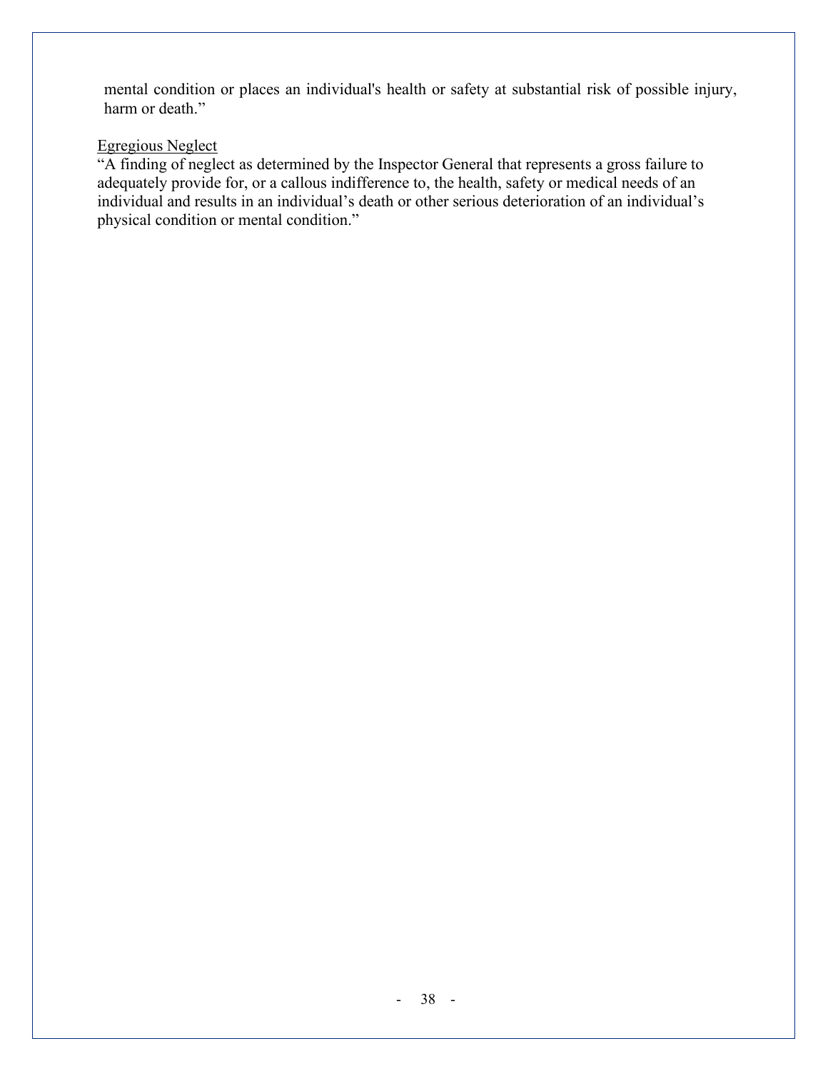mental condition or places an individual's health or safety at substantial risk of possible injury, harm or death."

<u>Egregious Neglect</u>
"A finding of neglect as determined by the Inspector General that represents a gross failure to adequately provide for, or a callous indifference to, the health, safety or medical needs of an individual and results in an individual's death or other serious deterioration of an individual's physical condition or mental condition."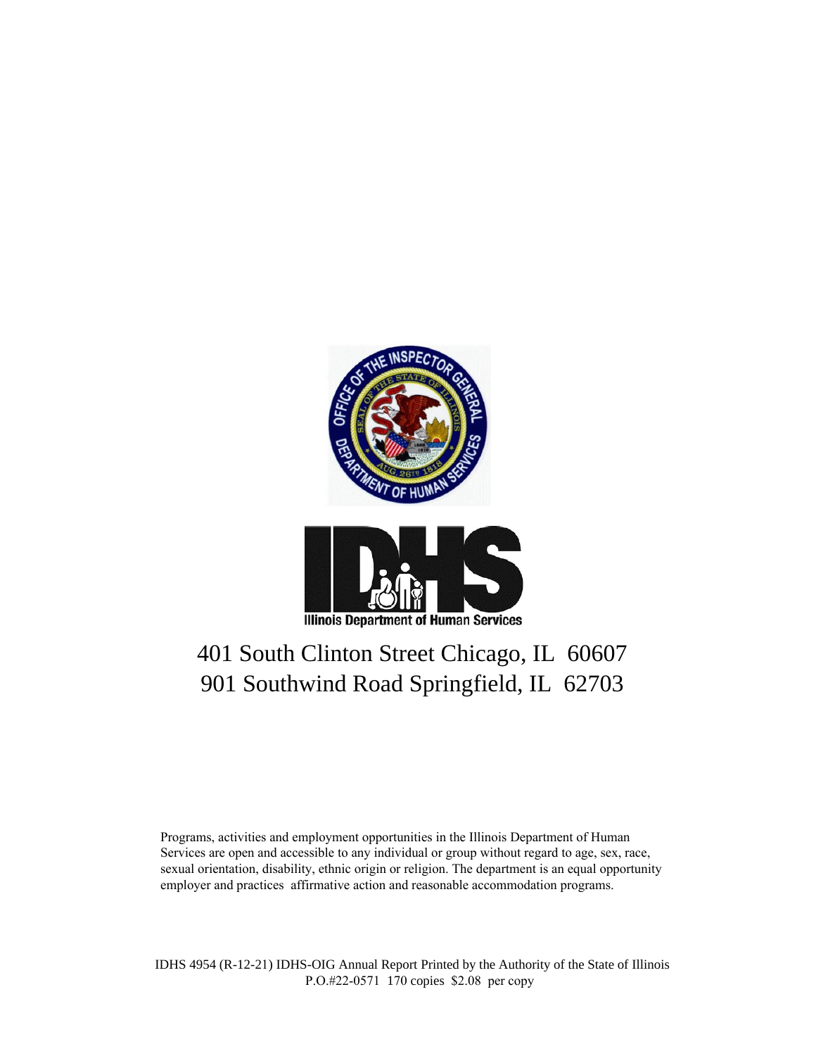401 South Clinton Street Chicago, IL 60607
901 Southwind Road Springfield, IL 62703

Programs, activities and employment opportunities in the Illinois Department of Human Services are open and accessible to any individual or group without regard to age, sex, race, sexual orientation, disability, ethnic origin or religion. The department is an equal opportunity employer and practices affirmative action and reasonable accommodation programs.

IDHS 4954 (R-12-21) IDHS-OIG Annual Report Printed by the Authority of the State of Illinois
P.O.#22-0571 170 copies $2.08 per copy